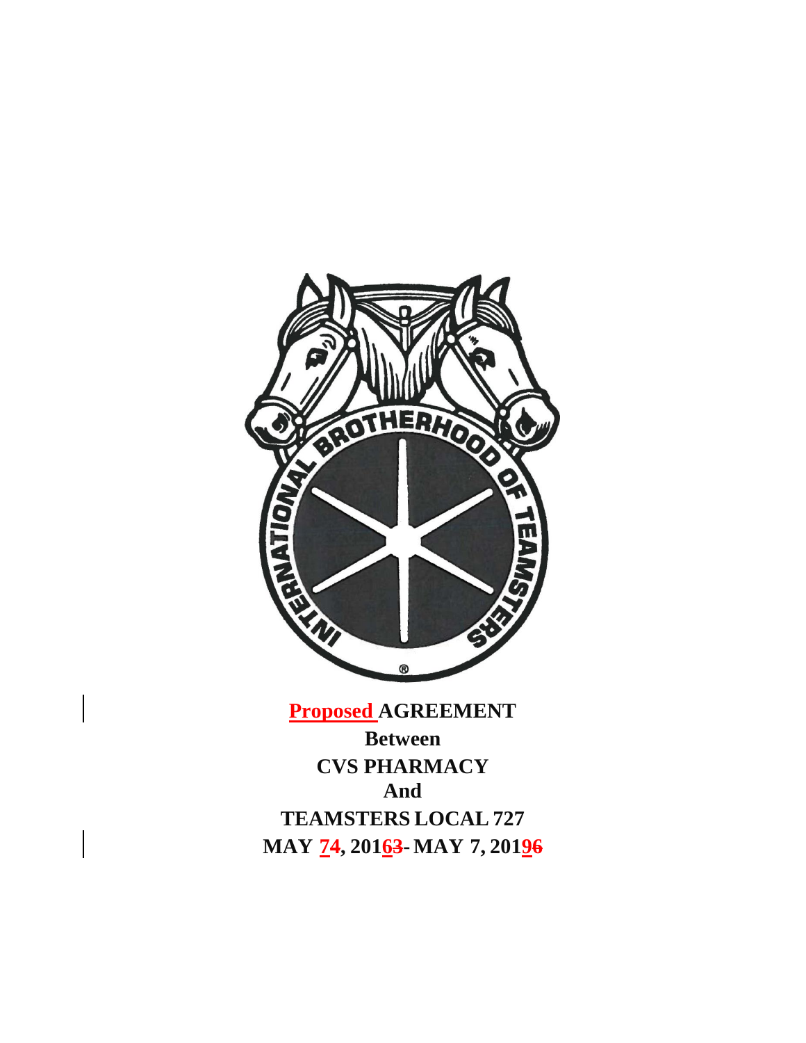**Proposed AGREEMENT**

**Between**

**CVS PHARMACY**

**And**

**TEAMSTERS LOCAL 727**

**MAY 74, 20163- MAY 7, 20196**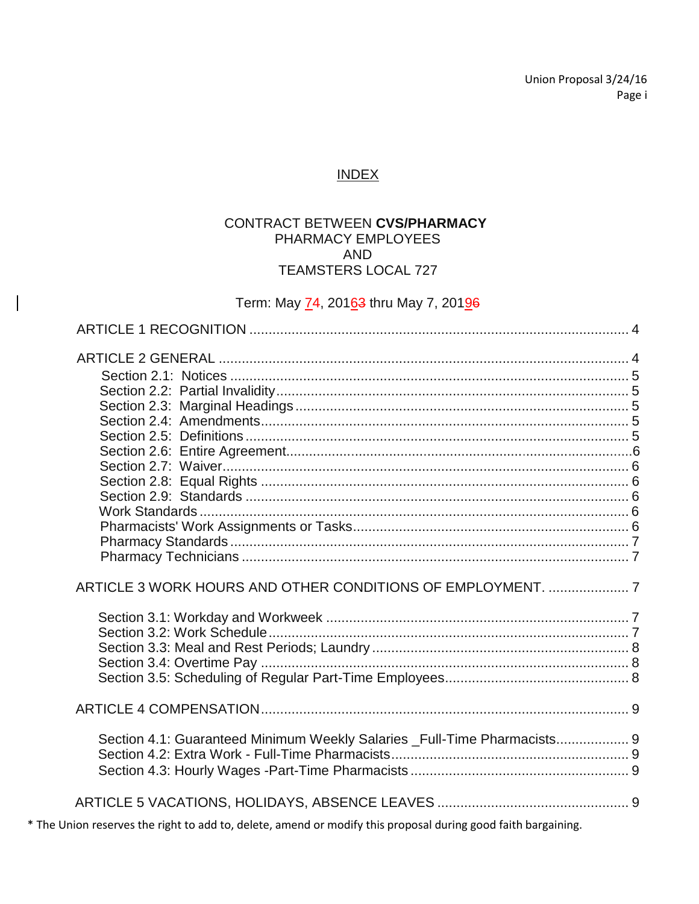# INDEX

CONTRACT BETWEEN **CVS/PHARMACY**
PHARMACY EMPLOYEES
AND
TEAMSTERS LOCAL 727

Term: May 74, 20163 thru May 7, 20196

ARTICLE 1 RECOGNITION .................................................................................... 4

ARTICLE 2 GENERAL .......................................................................................... 4

- Section 2.1: Notices ........................................................................................ 5
- Section 2.2: Partial Invalidity ........................................................................... 5
- Section 2.3: Marginal Headings ....................................................................... 5
- Section 2.4: Amendments ................................................................................ 5
- Section 2.5: Definitions .................................................................................... 5
- Section 2.6: Entire Agreement .......................................................................... 6
- Section 2.7: Waiver .......................................................................................... 6
- Section 2.8: Equal Rights ................................................................................ 6
- Section 2.9: Standards .................................................................................... 6
- Work Standards ................................................................................................ 6
- Pharmacists' Work Assignments or Tasks ....................................................... 6
- Pharmacy Standards ........................................................................................ 7
- Pharmacy Technicians ..................................................................................... 7

ARTICLE 3 WORK HOURS AND OTHER CONDITIONS OF EMPLOYMENT. ..................... 7

- Section 3.1: Workday and Workweek ............................................................... 7
- Section 3.2: Work Schedule ............................................................................. 7
- Section 3.3: Meal and Rest Periods; Laundry .................................................. 8
- Section 3.4: Overtime Pay ................................................................................ 8
- Section 3.5: Scheduling of Regular Part-Time Employees ................................ 8

ARTICLE 4 COMPENSATION ................................................................................ 9

- Section 4.1: Guaranteed Minimum Weekly Salaries _Full-Time Pharmacists ................... 9
- Section 4.2: Extra Work - Full-Time Pharmacists ............................................. 9
- Section 4.3: Hourly Wages -Part-Time Pharmacists ......................................... 9

ARTICLE 5 VACATIONS, HOLIDAYS, ABSENCE LEAVES ................................................. 9

* The Union reserves the right to add to, delete, amend or modify this proposal during good faith bargaining.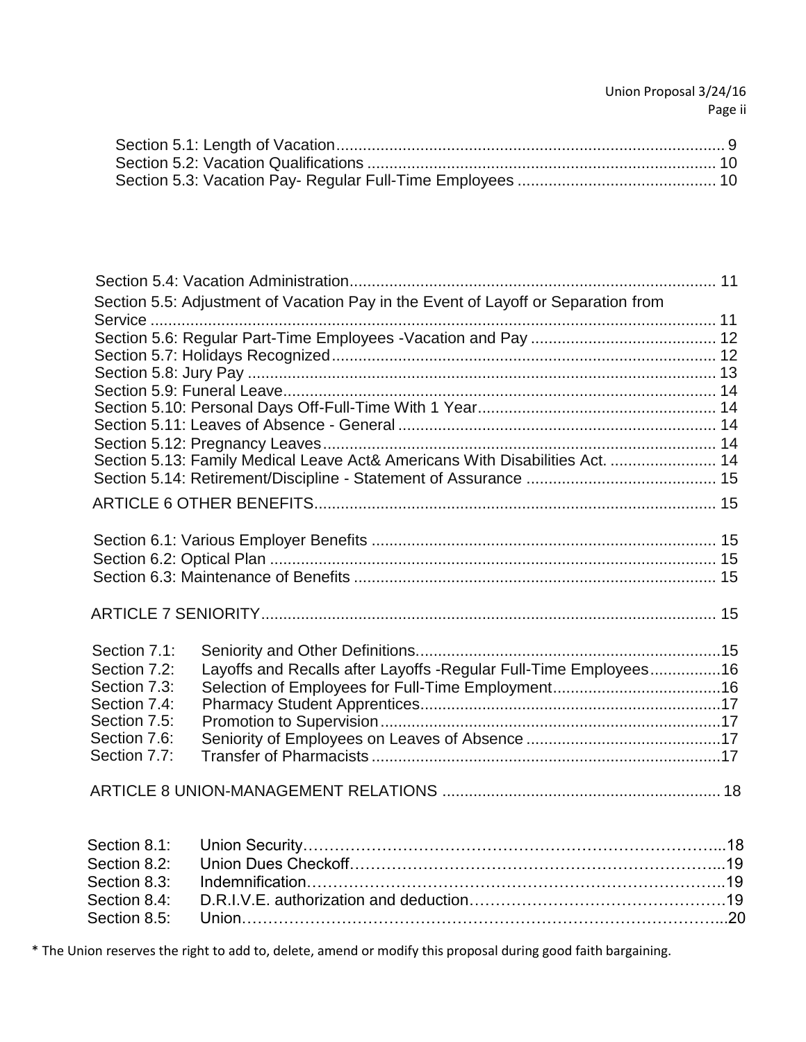Section 5.1: Length of Vacation ........................................................................................ 9
Section 5.2: Vacation Qualifications ................................................................................ 10
Section 5.3: Vacation Pay- Regular Full-Time Employees ............................................. 10

Section 5.4: Vacation Administration.................................................................................. 11
Section 5.5: Adjustment of Vacation Pay in the Event of Layoff or Separation from Service ................................................................................................................ 11
Section 5.6: Regular Part-Time Employees -Vacation and Pay .......................................... 12
Section 5.7: Holidays Recognized....................................................................................... 12
Section 5.8: Jury Pay ........................................................................................................... 13
Section 5.9: Funeral Leave................................................................................................... 14
Section 5.10: Personal Days Off-Full-Time With 1 Year...................................................... 14
Section 5.11: Leaves of Absence - General ......................................................................... 14
Section 5.12: Pregnancy Leaves.......................................................................................... 14
Section 5.13: Family Medical Leave Act& Americans With Disabilities Act. ........................ 14
Section 5.14: Retirement/Discipline - Statement of Assurance ........................................... 15

ARTICLE 6 OTHER BENEFITS........................................................................................... 15

Section 6.1: Various Employer Benefits .............................................................................. 15
Section 6.2: Optical Plan ..................................................................................................... 15
Section 6.3: Maintenance of Benefits .................................................................................. 15

ARTICLE 7 SENIORITY....................................................................................................... 15

Section 7.1: Seniority and Other Definitions.....................................................................15
Section 7.2: Layoffs and Recalls after Layoffs -Regular Full-Time Employees................16
Section 7.3: Selection of Employees for Full-Time Employment......................................16
Section 7.4: Pharmacy Student Apprentices....................................................................17
Section 7.5: Promotion to Supervision.............................................................................17
Section 7.6: Seniority of Employees on Leaves of Absence ............................................17
Section 7.7: Transfer of Pharmacists ...............................................................................17

ARTICLE 8 UNION-MANAGEMENT RELATIONS .............................................................. 18

Section 8.1: Union Security…………………………………………………………………...18
Section 8.2: Union Dues Checkoff…………………………………………………………....19
Section 8.3: Indemnification…………………………………………………………………..19
Section 8.4: D.R.I.V.E. authorization and deduction…………………………………………19
Section 8.5: Union……………………………………………………………………………...20

* The Union reserves the right to add to, delete, amend or modify this proposal during good faith bargaining.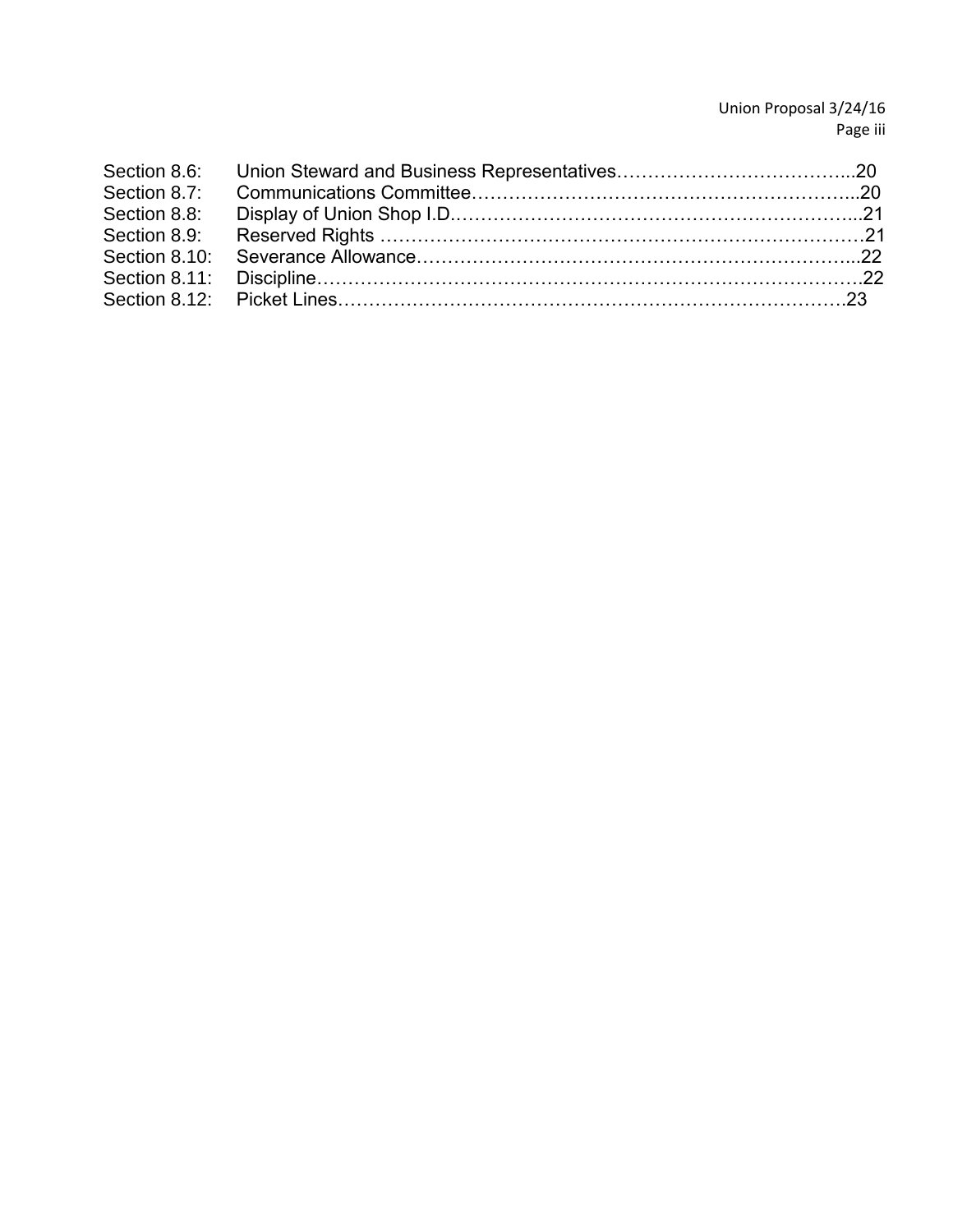| | | |
|---|---|---|
| Section 8.6: | Union Steward and Business Representatives | 20 |
| Section 8.7: | Communications Committee | 20 |
| Section 8.8: | Display of Union Shop I.D | 21 |
| Section 8.9: | Reserved Rights | 21 |
| Section 8.10: | Severance Allowance | 22 |
| Section 8.11: | Discipline | 22 |
| Section 8.12: | Picket Lines | 23 |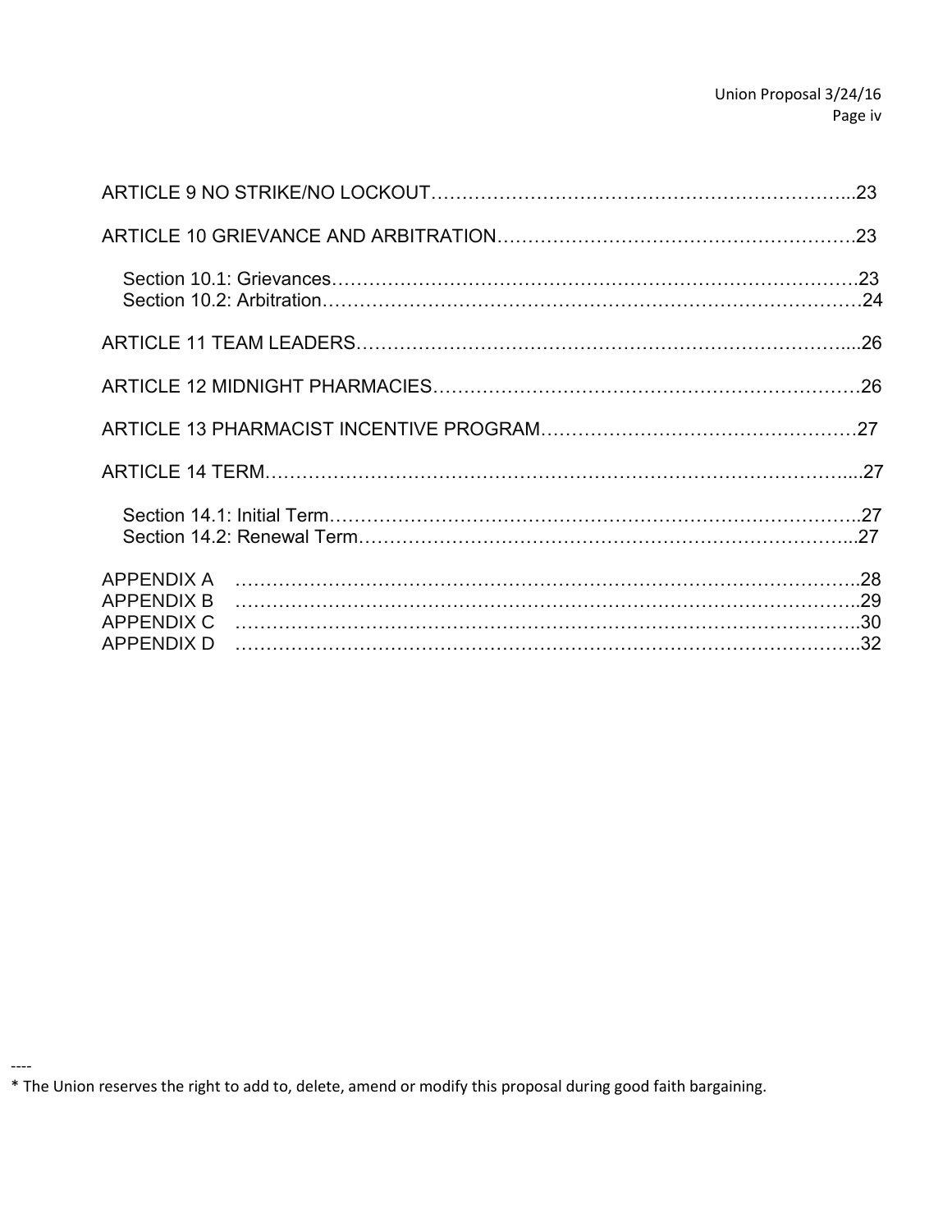ARTICLE 9 NO STRIKE/NO LOCKOUT……………………………………………………………...23

ARTICLE 10 GRIEVANCE AND ARBITRATION…………………………………………………23

Section 10.1: Grievances…………………………………………………………………………….23
Section 10.2: Arbitration……………………………………………………………………………24

ARTICLE 11 TEAM LEADERS……………………………………………………………………...26

ARTICLE 12 MIDNIGHT PHARMACIES…………………………………………………………26

ARTICLE 13 PHARMACIST INCENTIVE PROGRAM…………………………………………27

ARTICLE 14 TERM……………………………………………………………………………………...27

Section 14.1: Initial Term……………………………………………………………………………..27
Section 14.2: Renewal Term…………………………………………………………………………...27

APPENDIX A ……………………………………………………………………………………….28
APPENDIX B ……………………………………………………………………………………….29
APPENDIX C ……………………………………………………………………………………….30
APPENDIX D ……………………………………………………………………………………….32

----
* The Union reserves the right to add to, delete, amend or modify this proposal during good faith bargaining.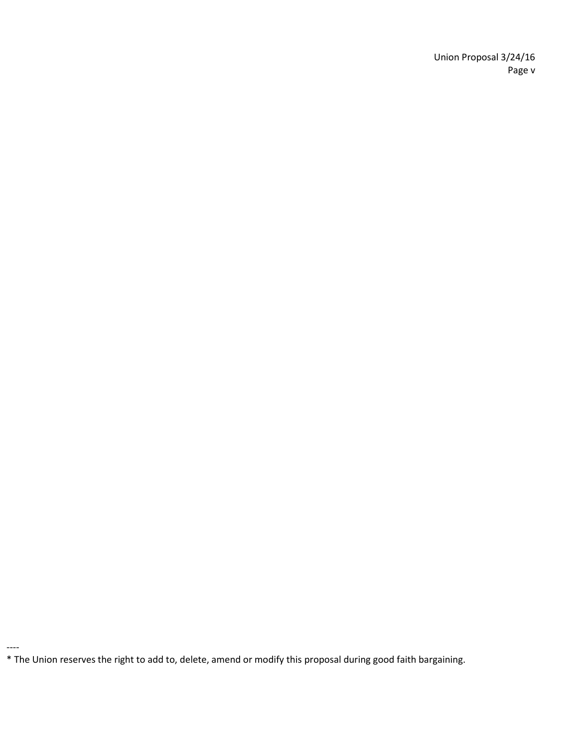----
* The Union reserves the right to add to, delete, amend or modify this proposal during good faith bargaining.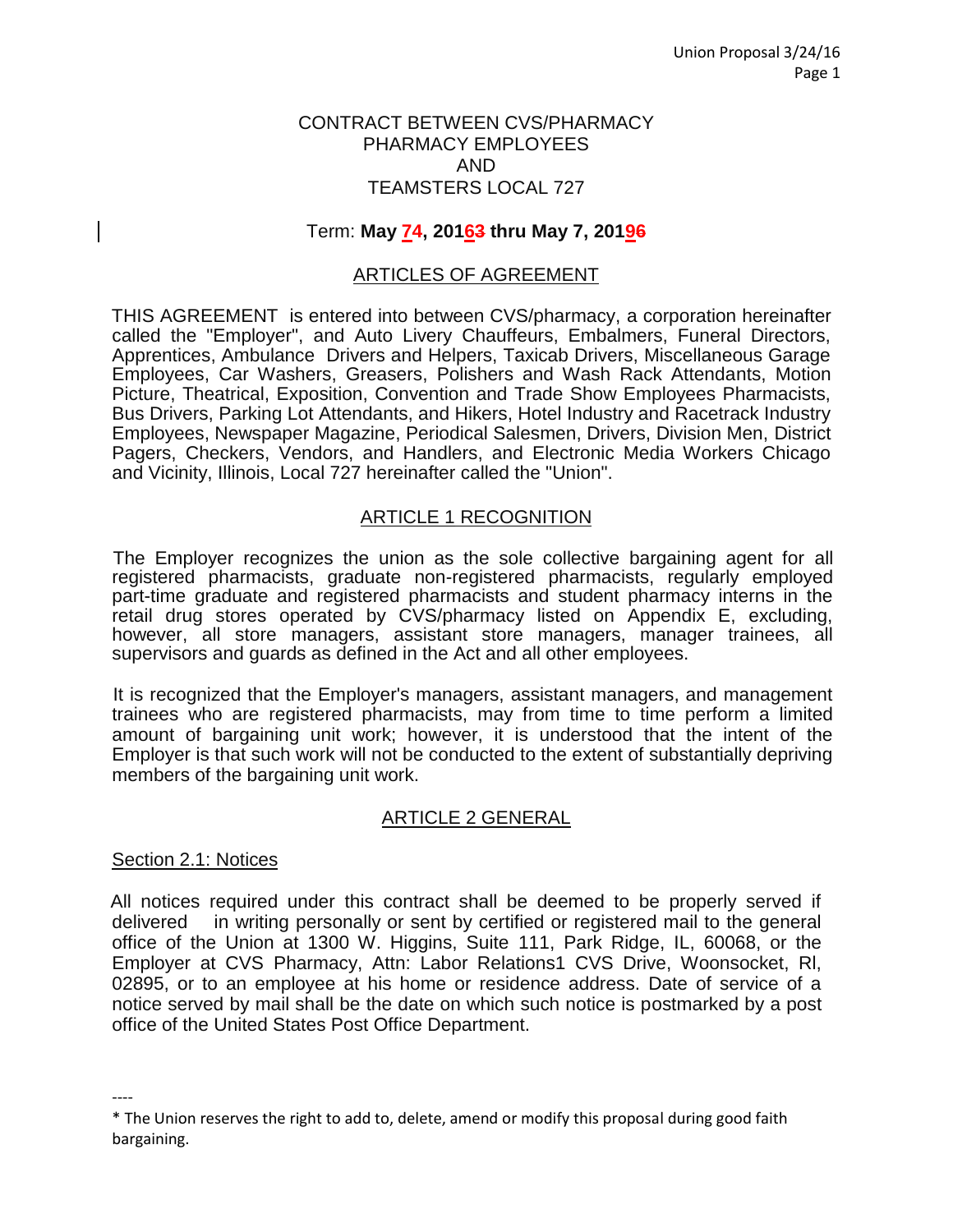CONTRACT BETWEEN CVS/PHARMACY
PHARMACY EMPLOYEES
AND
TEAMSTERS LOCAL 727

Term: **May 74, 20163 thru May 7, 20196**

## ARTICLES OF AGREEMENT

THIS AGREEMENT is entered into between CVS/pharmacy, a corporation hereinafter called the "Employer", and Auto Livery Chauffeurs, Embalmers, Funeral Directors, Apprentices, Ambulance Drivers and Helpers, Taxicab Drivers, Miscellaneous Garage Employees, Car Washers, Greasers, Polishers and Wash Rack Attendants, Motion Picture, Theatrical, Exposition, Convention and Trade Show Employees Pharmacists, Bus Drivers, Parking Lot Attendants, and Hikers, Hotel Industry and Racetrack Industry Employees, Newspaper Magazine, Periodical Salesmen, Drivers, Division Men, District Pagers, Checkers, Vendors, and Handlers, and Electronic Media Workers Chicago and Vicinity, Illinois, Local 727 hereinafter called the "Union".

## ARTICLE 1 RECOGNITION

The Employer recognizes the union as the sole collective bargaining agent for all registered pharmacists, graduate non-registered pharmacists, regularly employed part-time graduate and registered pharmacists and student pharmacy interns in the retail drug stores operated by CVS/pharmacy listed on Appendix E, excluding, however, all store managers, assistant store managers, manager trainees, all supervisors and guards as defined in the Act and all other employees.

It is recognized that the Employer's managers, assistant managers, and management trainees who are registered pharmacists, may from time to time perform a limited amount of bargaining unit work; however, it is understood that the intent of the Employer is that such work will not be conducted to the extent of substantially depriving members of the bargaining unit work.

## ARTICLE 2 GENERAL

### Section 2.1: Notices

All notices required under this contract shall be deemed to be properly served if delivered in writing personally or sent by certified or registered mail to the general office of the Union at 1300 W. Higgins, Suite 111, Park Ridge, IL, 60068, or the Employer at CVS Pharmacy, Attn: Labor Relations1 CVS Drive, Woonsocket, RI, 02895, or to an employee at his home or residence address. Date of service of a notice served by mail shall be the date on which such notice is postmarked by a post office of the United States Post Office Department.

----

* The Union reserves the right to add to, delete, amend or modify this proposal during good faith bargaining.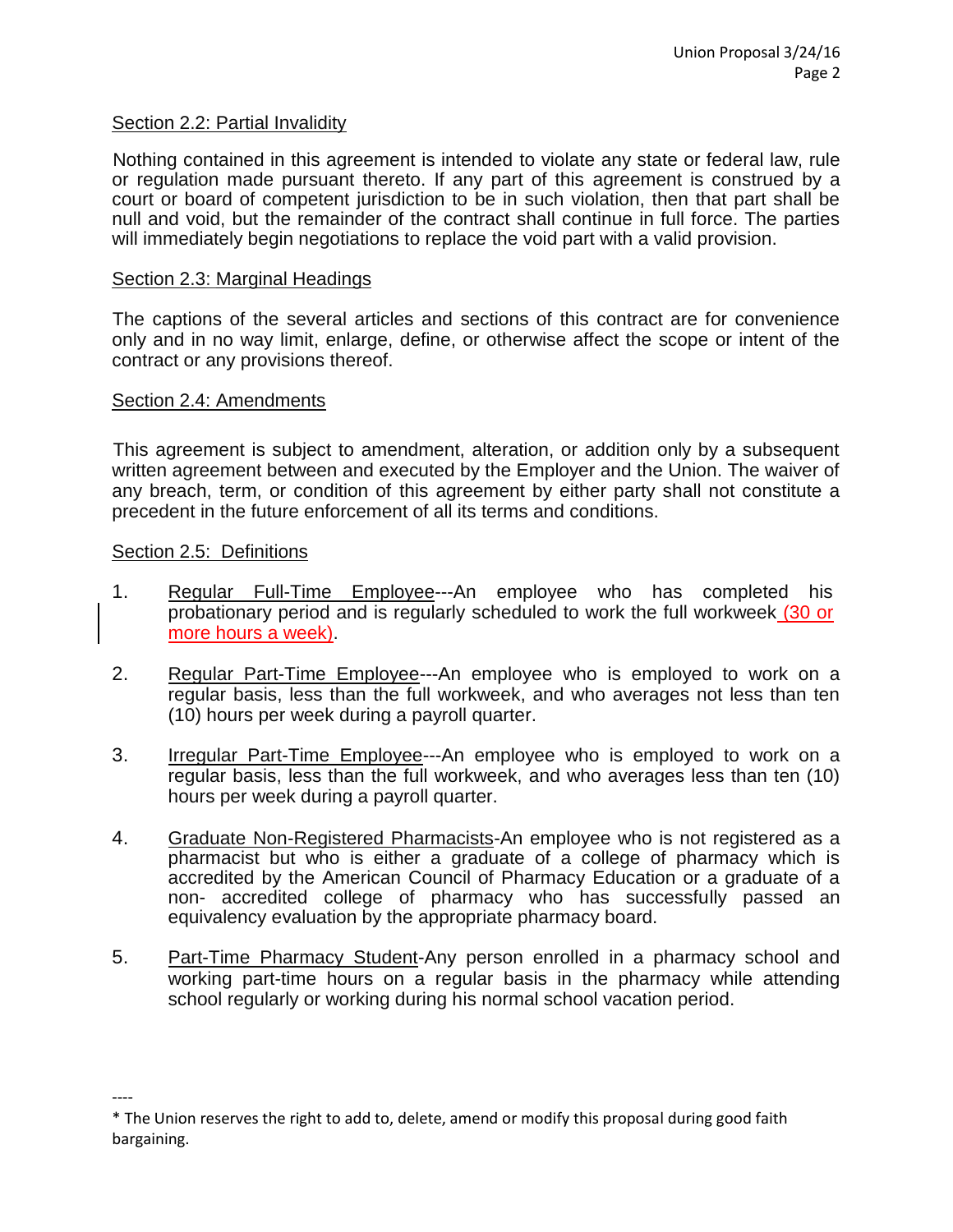## Section 2.2: Partial Invalidity

Nothing contained in this agreement is intended to violate any state or federal law, rule or regulation made pursuant thereto. If any part of this agreement is construed by a court or board of competent jurisdiction to be in such violation, then that part shall be null and void, but the remainder of the contract shall continue in full force. The parties will immediately begin negotiations to replace the void part with a valid provision.

## Section 2.3: Marginal Headings

The captions of the several articles and sections of this contract are for convenience only and in no way limit, enlarge, define, or otherwise affect the scope or intent of the contract or any provisions thereof.

## Section 2.4: Amendments

This agreement is subject to amendment, alteration, or addition only by a subsequent written agreement between and executed by the Employer and the Union. The waiver of any breach, term, or condition of this agreement by either party shall not constitute a precedent in the future enforcement of all its terms and conditions.

## Section 2.5: Definitions

1. Regular Full-Time Employee---An employee who has completed his probationary period and is regularly scheduled to work the full workweek (30 or more hours a week).

2. Regular Part-Time Employee---An employee who is employed to work on a regular basis, less than the full workweek, and who averages not less than ten (10) hours per week during a payroll quarter.

3. Irregular Part-Time Employee---An employee who is employed to work on a regular basis, less than the full workweek, and who averages less than ten (10) hours per week during a payroll quarter.

4. Graduate Non-Registered Pharmacists-An employee who is not registered as a pharmacist but who is either a graduate of a college of pharmacy which is accredited by the American Council of Pharmacy Education or a graduate of a non- accredited college of pharmacy who has successfully passed an equivalency evaluation by the appropriate pharmacy board.

5. Part-Time Pharmacy Student-Any person enrolled in a pharmacy school and working part-time hours on a regular basis in the pharmacy while attending school regularly or working during his normal school vacation period.

----

* The Union reserves the right to add to, delete, amend or modify this proposal during good faith bargaining.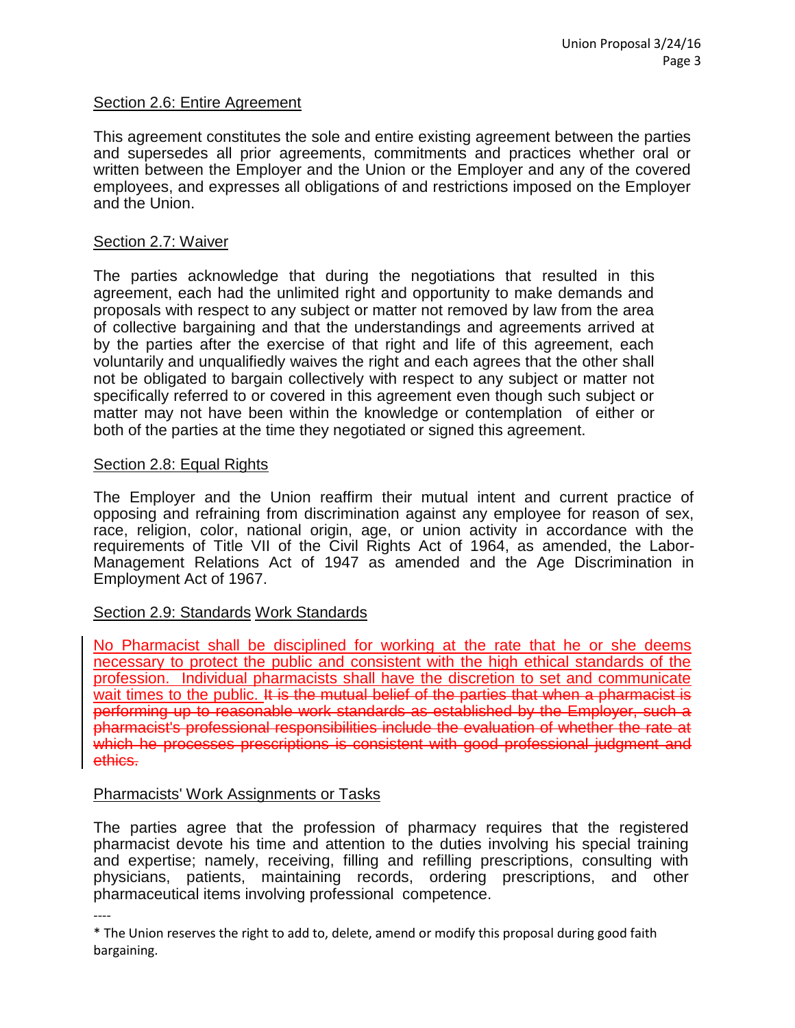## Section 2.6: Entire Agreement

This agreement constitutes the sole and entire existing agreement between the parties and supersedes all prior agreements, commitments and practices whether oral or written between the Employer and the Union or the Employer and any of the covered employees, and expresses all obligations of and restrictions imposed on the Employer and the Union.

## Section 2.7: Waiver

The parties acknowledge that during the negotiations that resulted in this agreement, each had the unlimited right and opportunity to make demands and proposals with respect to any subject or matter not removed by law from the area of collective bargaining and that the understandings and agreements arrived at by the parties after the exercise of that right and life of this agreement, each voluntarily and unqualifiedly waives the right and each agrees that the other shall not be obligated to bargain collectively with respect to any subject or matter not specifically referred to or covered in this agreement even though such subject or matter may not have been within the knowledge or contemplation of either or both of the parties at the time they negotiated or signed this agreement.

## Section 2.8: Equal Rights

The Employer and the Union reaffirm their mutual intent and current practice of opposing and refraining from discrimination against any employee for reason of sex, race, religion, color, national origin, age, or union activity in accordance with the requirements of Title VII of the Civil Rights Act of 1964, as amended, the Labor-Management Relations Act of 1947 as amended and the Age Discrimination in Employment Act of 1967.

## Section 2.9: ~~Standards~~ Work Standards

No Pharmacist shall be disciplined for working at the rate that he or she deems necessary to protect the public and consistent with the high ethical standards of the profession. Individual pharmacists shall have the discretion to set and communicate wait times to the public. ~~It is the mutual belief of the parties that when a pharmacist is performing up to reasonable work standards as established by the Employer, such a pharmacist's professional responsibilities include the evaluation of whether the rate at which he processes prescriptions is consistent with good professional judgment and ethics.~~

## Pharmacists' Work Assignments or Tasks

The parties agree that the profession of pharmacy requires that the registered pharmacist devote his time and attention to the duties involving his special training and expertise; namely, receiving, filling and refilling prescriptions, consulting with physicians, patients, maintaining records, ordering prescriptions, and other pharmaceutical items involving professional competence.

----

* The Union reserves the right to add to, delete, amend or modify this proposal during good faith bargaining.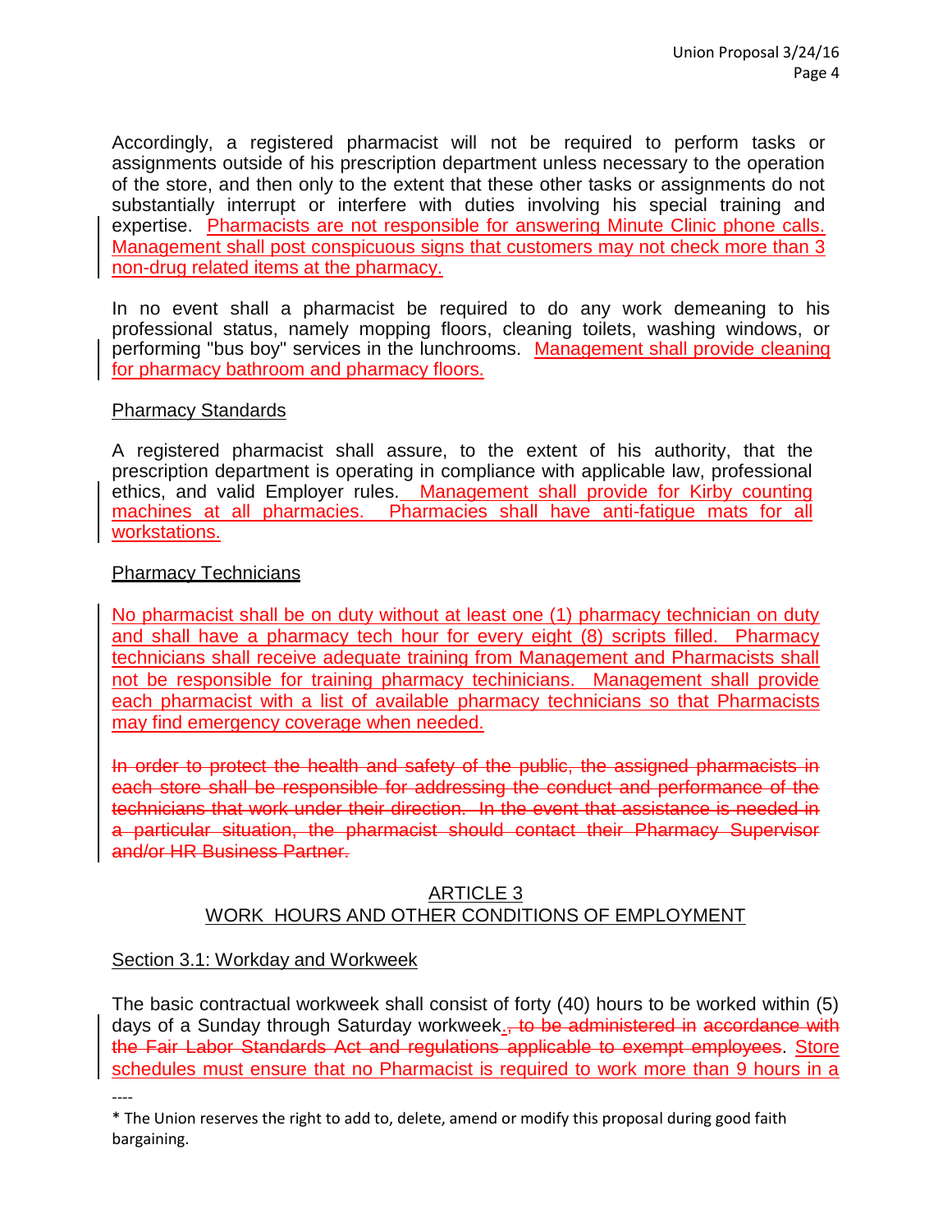Accordingly, a registered pharmacist will not be required to perform tasks or assignments outside of his prescription department unless necessary to the operation of the store, and then only to the extent that these other tasks or assignments do not substantially interrupt or interfere with duties involving his special training and expertise. <u>Pharmacists are not responsible for answering Minute Clinic phone calls. Management shall post conspicuous signs that customers may not check more than 3 non-drug related items at the pharmacy.</u>

In no event shall a pharmacist be required to do any work demeaning to his professional status, namely mopping floors, cleaning toilets, washing windows, or performing "bus boy" services in the lunchrooms. <u>Management shall provide cleaning for pharmacy bathroom and pharmacy floors.</u>

<u>Pharmacy Standards</u>

A registered pharmacist shall assure, to the extent of his authority, that the prescription department is operating in compliance with applicable law, professional ethics, and valid Employer rules. <u>Management shall provide for Kirby counting machines at all pharmacies. Pharmacies shall have anti-fatigue mats for all workstations.</u>

<u>Pharmacy Technicians</u>

<u>No pharmacist shall be on duty without at least one (1) pharmacy technician on duty and shall have a pharmacy tech hour for every eight (8) scripts filled. Pharmacy technicians shall receive adequate training from Management and Pharmacists shall not be responsible for training pharmacy techinicians. Management shall provide each pharmacist with a list of available pharmacy technicians so that Pharmacists may find emergency coverage when needed.</u>

~~In order to protect the health and safety of the public, the assigned pharmacists in each store shall be responsible for addressing the conduct and performance of the technicians that work under their direction. In the event that assistance is needed in a particular situation, the pharmacist should contact their Pharmacy Supervisor and/or HR Business Partner.~~

## ARTICLE 3
## WORK HOURS AND OTHER CONDITIONS OF EMPLOYMENT

<u>Section 3.1: Workday and Workweek</u>

The basic contractual workweek shall consist of forty (40) hours to be worked within (5) days of a Sunday through Saturday workweek<u>.</u>~~, to be administered in accordance with the Fair Labor Standards Act and regulations applicable to exempt employees~~. <u>Store schedules must ensure that no Pharmacist is required to work more than 9 hours in a</u>

----

* The Union reserves the right to add to, delete, amend or modify this proposal during good faith bargaining.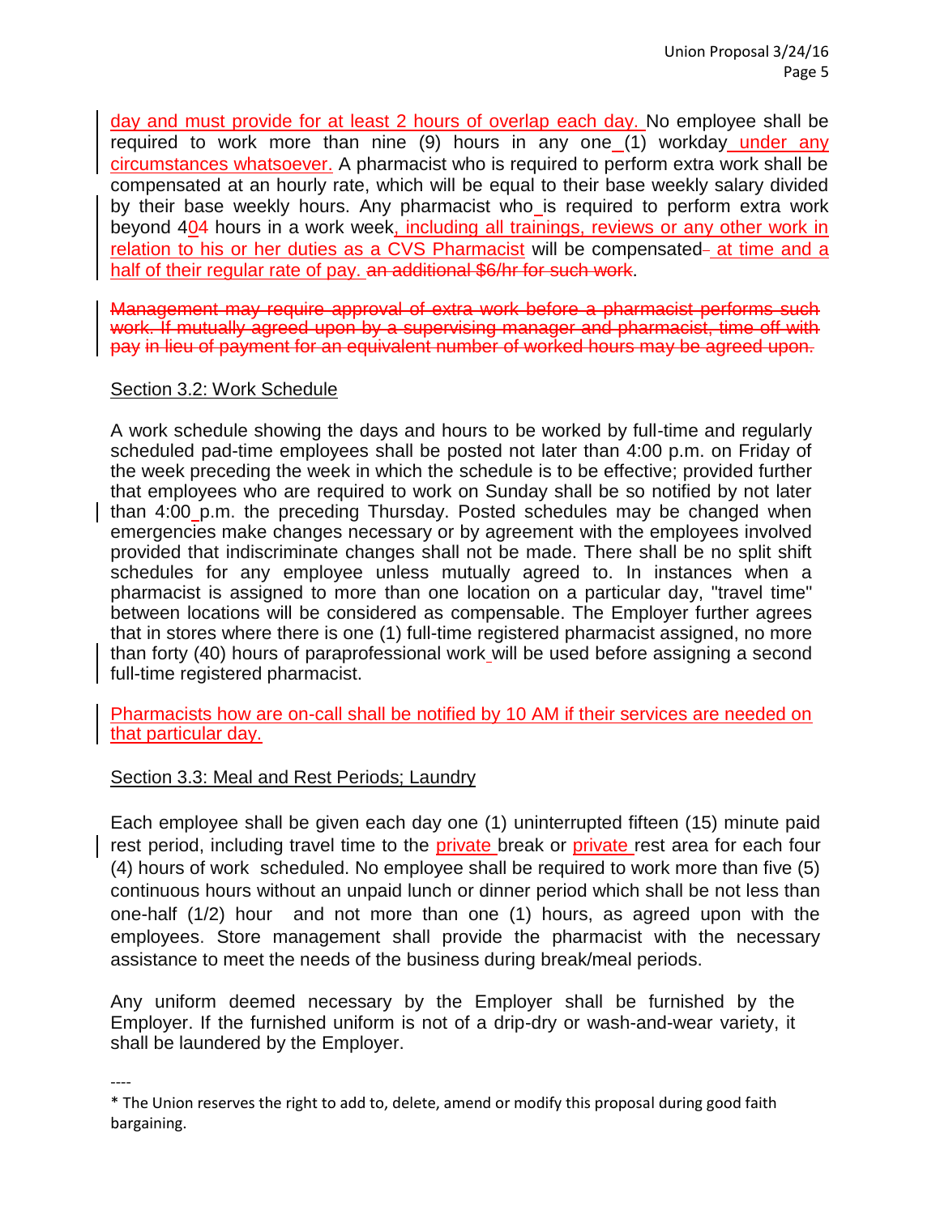day and must provide for at least 2 hours of overlap each day. No employee shall be required to work more than nine (9) hours in any one (1) workday under any circumstances whatsoever. A pharmacist who is required to perform extra work shall be compensated at an hourly rate, which will be equal to their base weekly salary divided by their base weekly hours. Any pharmacist who is required to perform extra work beyond 404 hours in a work week, including all trainings, reviews or any other work in relation to his or her duties as a CVS Pharmacist will be compensated at time and a half of their regular rate of pay. ~~an additional $6/hr for such work~~.

~~Management may require approval of extra work before a pharmacist performs such work. If mutually agreed upon by a supervising manager and pharmacist, time off with pay in lieu of payment for an equivalent number of worked hours may be agreed upon.~~

Section 3.2: Work Schedule

A work schedule showing the days and hours to be worked by full-time and regularly scheduled pad-time employees shall be posted not later than 4:00 p.m. on Friday of the week preceding the week in which the schedule is to be effective; provided further that employees who are required to work on Sunday shall be so notified by not later than 4:00 p.m. the preceding Thursday. Posted schedules may be changed when emergencies make changes necessary or by agreement with the employees involved provided that indiscriminate changes shall not be made. There shall be no split shift schedules for any employee unless mutually agreed to. In instances when a pharmacist is assigned to more than one location on a particular day, "travel time" between locations will be considered as compensable. The Employer further agrees that in stores where there is one (1) full-time registered pharmacist assigned, no more than forty (40) hours of paraprofessional work will be used before assigning a second full-time registered pharmacist.

Pharmacists how are on-call shall be notified by 10 AM if their services are needed on that particular day.

Section 3.3: Meal and Rest Periods; Laundry

Each employee shall be given each day one (1) uninterrupted fifteen (15) minute paid rest period, including travel time to the private break or private rest area for each four (4) hours of work scheduled. No employee shall be required to work more than five (5) continuous hours without an unpaid lunch or dinner period which shall be not less than one-half (1/2) hour and not more than one (1) hours, as agreed upon with the employees. Store management shall provide the pharmacist with the necessary assistance to meet the needs of the business during break/meal periods.

Any uniform deemed necessary by the Employer shall be furnished by the Employer. If the furnished uniform is not of a drip-dry or wash-and-wear variety, it shall be laundered by the Employer.

----

* The Union reserves the right to add to, delete, amend or modify this proposal during good faith bargaining.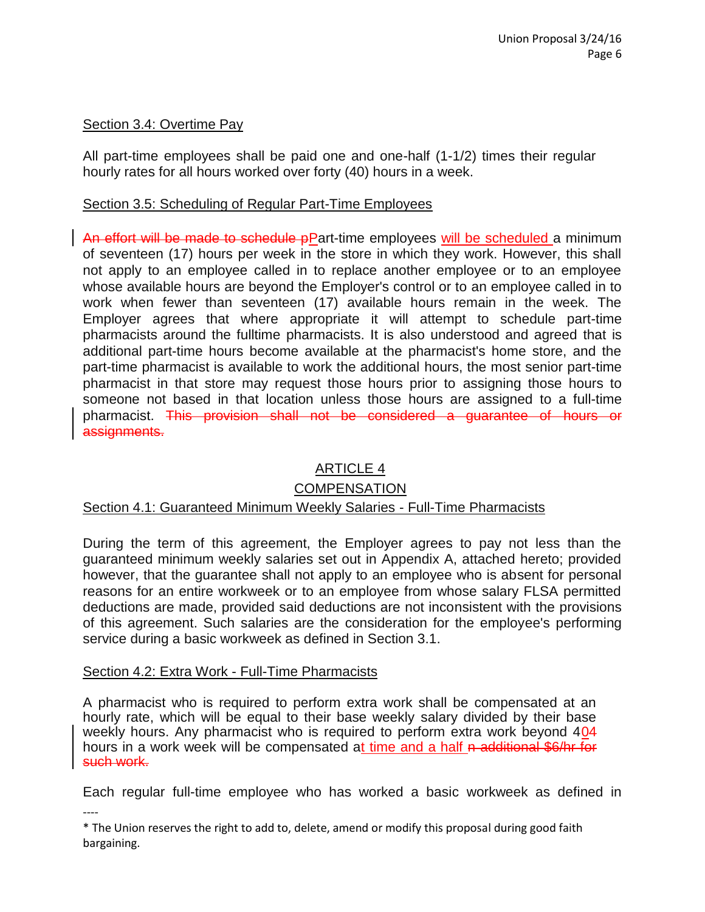## Section 3.4: Overtime Pay

All part-time employees shall be paid one and one-half (1-1/2) times their regular hourly rates for all hours worked over forty (40) hours in a week.

## Section 3.5: Scheduling of Regular Part-Time Employees

~~An effort will be made to schedule p~~<u>P</u>art-time employees <u>will be scheduled</u> a minimum of seventeen (17) hours per week in the store in which they work. However, this shall not apply to an employee called in to replace another employee or to an employee whose available hours are beyond the Employer's control or to an employee called in to work when fewer than seventeen (17) available hours remain in the week. The Employer agrees that where appropriate it will attempt to schedule part-time pharmacists around the fulltime pharmacists. It is also understood and agreed that is additional part-time hours become available at the pharmacist's home store, and the part-time pharmacist is available to work the additional hours, the most senior part-time pharmacist in that store may request those hours prior to assigning those hours to someone not based in that location unless those hours are assigned to a full-time pharmacist. ~~This provision shall not be considered a guarantee of hours or assignments.~~

# ARTICLE 4
# COMPENSATION

## Section 4.1: Guaranteed Minimum Weekly Salaries - Full-Time Pharmacists

During the term of this agreement, the Employer agrees to pay not less than the guaranteed minimum weekly salaries set out in Appendix A, attached hereto; provided however, that the guarantee shall not apply to an employee who is absent for personal reasons for an entire workweek or to an employee from whose salary FLSA permitted deductions are made, provided said deductions are not inconsistent with the provisions of this agreement. Such salaries are the consideration for the employee's performing service during a basic workweek as defined in Section 3.1.

## Section 4.2: Extra Work - Full-Time Pharmacists

A pharmacist who is required to perform extra work shall be compensated at an hourly rate, which will be equal to their base weekly salary divided by their base weekly hours. Any pharmacist who is required to perform extra work beyond 4<u>0</u>~~4~~ hours in a work week will be compensated a<u>t time and a half</u> ~~n additional $6/hr for such work.~~

Each regular full-time employee who has worked a basic workweek as defined in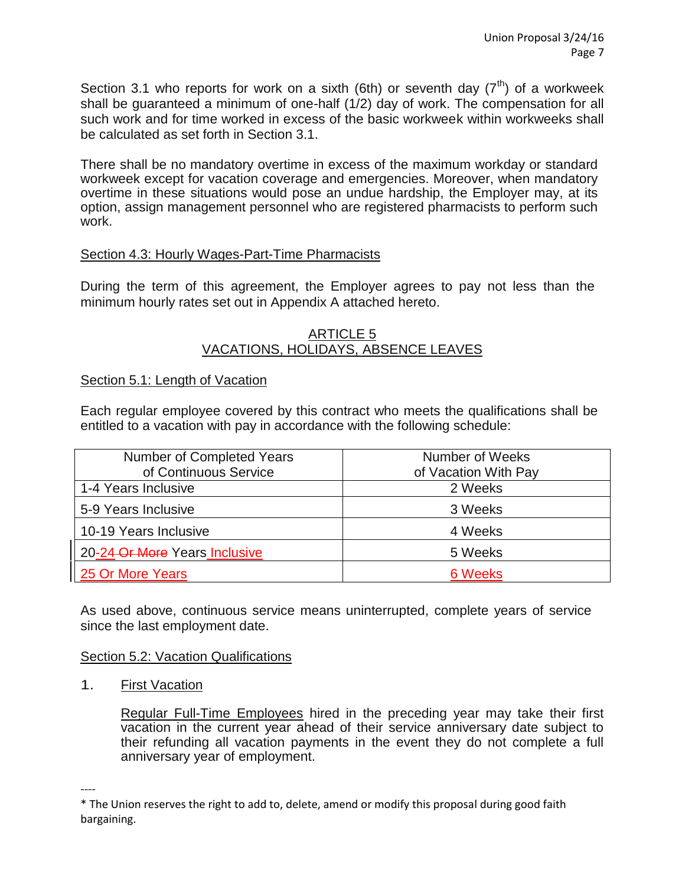Section 3.1 who reports for work on a sixth (6th) or seventh day (7th) of a workweek shall be guaranteed a minimum of one-half (1/2) day of work. The compensation for all such work and for time worked in excess of the basic workweek within workweeks shall be calculated as set forth in Section 3.1.

There shall be no mandatory overtime in excess of the maximum workday or standard workweek except for vacation coverage and emergencies. Moreover, when mandatory overtime in these situations would pose an undue hardship, the Employer may, at its option, assign management personnel who are registered pharmacists to perform such work.

Section 4.3: Hourly Wages-Part-Time Pharmacists

During the term of this agreement, the Employer agrees to pay not less than the minimum hourly rates set out in Appendix A attached hereto.

## ARTICLE 5
## VACATIONS, HOLIDAYS, ABSENCE LEAVES

Section 5.1: Length of Vacation

Each regular employee covered by this contract who meets the qualifications shall be entitled to a vacation with pay in accordance with the following schedule:

| Number of Completed Years of Continuous Service | Number of Weeks of Vacation With Pay |
|---|---|
| 1-4 Years Inclusive | 2 Weeks |
| 5-9 Years Inclusive | 3 Weeks |
| 10-19 Years Inclusive | 4 Weeks |
| 20-24 ~~Or More~~ Years Inclusive | 5 Weeks |
| 25 Or More Years | 6 Weeks |

As used above, continuous service means uninterrupted, complete years of service since the last employment date.

Section 5.2: Vacation Qualifications

1. First Vacation

   Regular Full-Time Employees hired in the preceding year may take their first vacation in the current year ahead of their service anniversary date subject to their refunding all vacation payments in the event they do not complete a full anniversary year of employment.

----

* The Union reserves the right to add to, delete, amend or modify this proposal during good faith bargaining.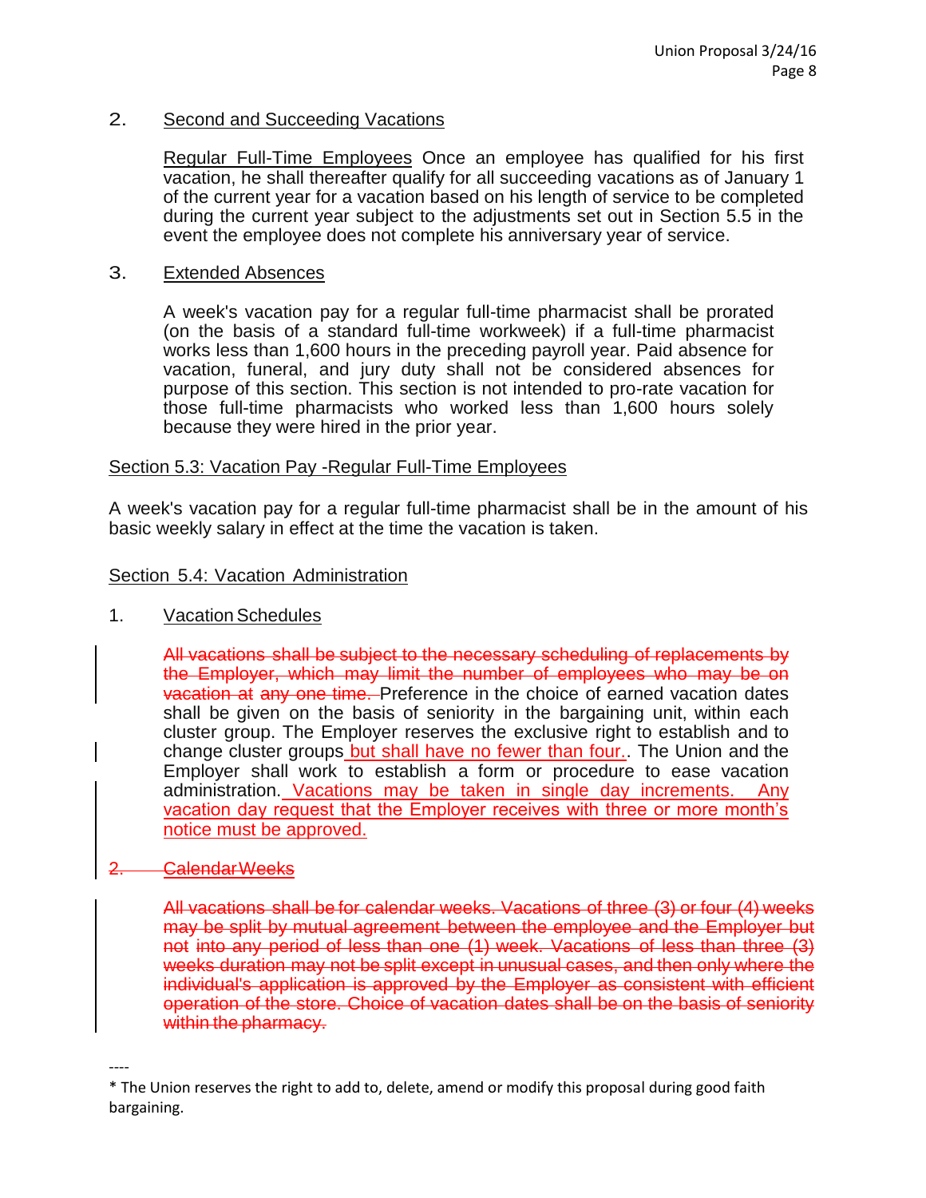2. Second and Succeeding Vacations

Regular Full-Time Employees Once an employee has qualified for his first vacation, he shall thereafter qualify for all succeeding vacations as of January 1 of the current year for a vacation based on his length of service to be completed during the current year subject to the adjustments set out in Section 5.5 in the event the employee does not complete his anniversary year of service.

3. Extended Absences

A week's vacation pay for a regular full-time pharmacist shall be prorated (on the basis of a standard full-time workweek) if a full-time pharmacist works less than 1,600 hours in the preceding payroll year. Paid absence for vacation, funeral, and jury duty shall not be considered absences for purpose of this section. This section is not intended to pro-rate vacation for those full-time pharmacists who worked less than 1,600 hours solely because they were hired in the prior year.

Section 5.3: Vacation Pay -Regular Full-Time Employees

A week's vacation pay for a regular full-time pharmacist shall be in the amount of his basic weekly salary in effect at the time the vacation is taken.

Section 5.4: Vacation Administration

1. Vacation Schedules

~~All vacations shall be subject to the necessary scheduling of replacements by the Employer, which may limit the number of employees who may be on vacation at any one time.~~ Preference in the choice of earned vacation dates shall be given on the basis of seniority in the bargaining unit, within each cluster group. The Employer reserves the exclusive right to establish and to change cluster groups but shall have no fewer than four.. The Union and the Employer shall work to establish a form or procedure to ease vacation administration. Vacations may be taken in single day increments. Any vacation day request that the Employer receives with three or more month's notice must be approved.

~~2. Calendar Weeks~~

~~All vacations shall be for calendar weeks. Vacations of three (3) or four (4) weeks may be split by mutual agreement between the employee and the Employer but not into any period of less than one (1) week. Vacations of less than three (3) weeks duration may not be split except in unusual cases, and then only where the individual's application is approved by the Employer as consistent with efficient operation of the store. Choice of vacation dates shall be on the basis of seniority within the pharmacy.~~

----

* The Union reserves the right to add to, delete, amend or modify this proposal during good faith bargaining.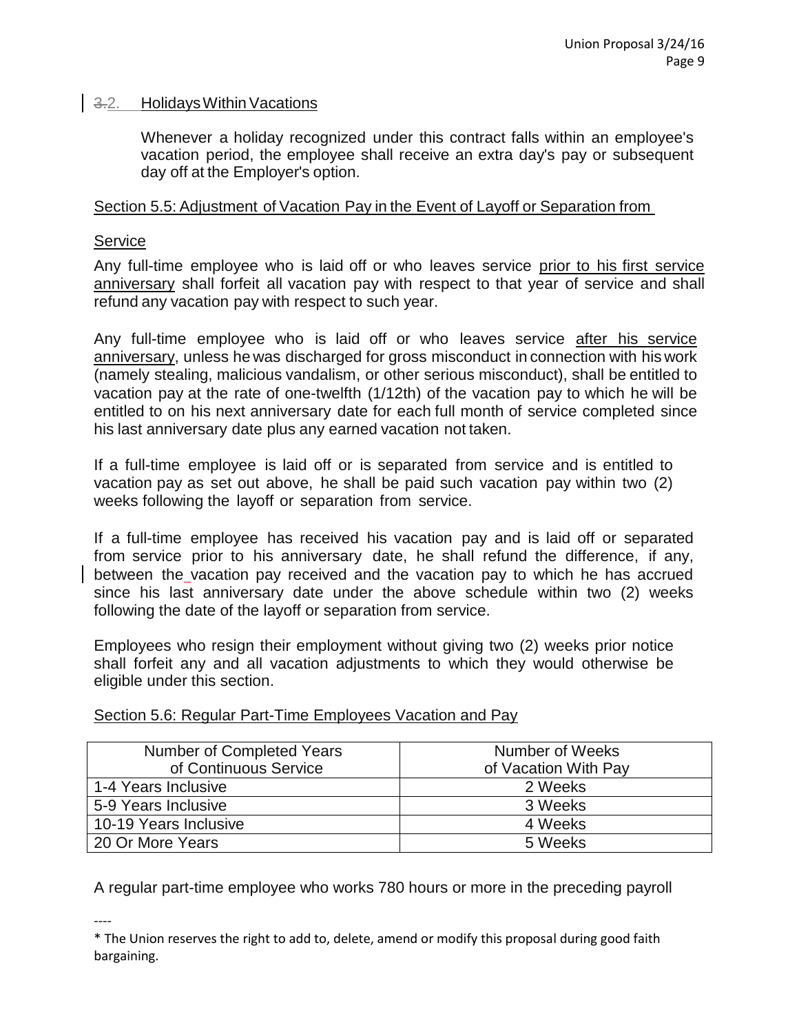### 3.2. Holidays Within Vacations

Whenever a holiday recognized under this contract falls within an employee's vacation period, the employee shall receive an extra day's pay or subsequent day off at the Employer's option.

### Section 5.5: Adjustment of Vacation Pay in the Event of Layoff or Separation from Service

Any full-time employee who is laid off or who leaves service prior to his first service anniversary shall forfeit all vacation pay with respect to that year of service and shall refund any vacation pay with respect to such year.

Any full-time employee who is laid off or who leaves service after his service anniversary, unless he was discharged for gross misconduct in connection with his work (namely stealing, malicious vandalism, or other serious misconduct), shall be entitled to vacation pay at the rate of one-twelfth (1/12th) of the vacation pay to which he will be entitled to on his next anniversary date for each full month of service completed since his last anniversary date plus any earned vacation not taken.

If a full-time employee is laid off or is separated from service and is entitled to vacation pay as set out above, he shall be paid such vacation pay within two (2) weeks following the layoff or separation from service.

If a full-time employee has received his vacation pay and is laid off or separated from service prior to his anniversary date, he shall refund the difference, if any, between the vacation pay received and the vacation pay to which he has accrued since his last anniversary date under the above schedule within two (2) weeks following the date of the layoff or separation from service.

Employees who resign their employment without giving two (2) weeks prior notice shall forfeit any and all vacation adjustments to which they would otherwise be eligible under this section.

### Section 5.6: Regular Part-Time Employees Vacation and Pay

| Number of Completed Years of Continuous Service | Number of Weeks of Vacation With Pay |
|---|---|
| 1-4 Years Inclusive | 2 Weeks |
| 5-9 Years Inclusive | 3 Weeks |
| 10-19 Years Inclusive | 4 Weeks |
| 20 Or More Years | 5 Weeks |

A regular part-time employee who works 780 hours or more in the preceding payroll

----

* The Union reserves the right to add to, delete, amend or modify this proposal during good faith bargaining.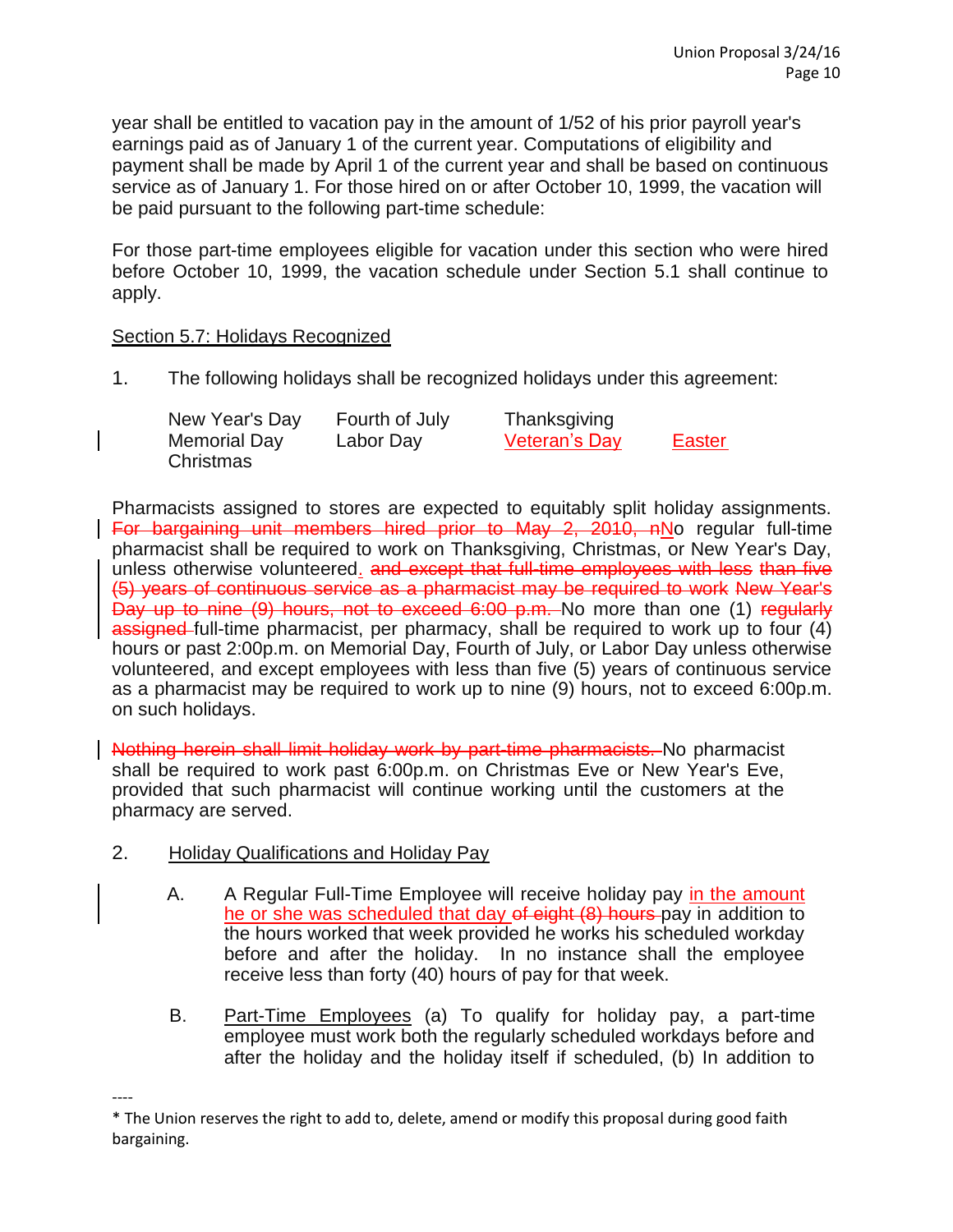year shall be entitled to vacation pay in the amount of 1/52 of his prior payroll year's earnings paid as of January 1 of the current year. Computations of eligibility and payment shall be made by April 1 of the current year and shall be based on continuous service as of January 1. For those hired on or after October 10, 1999, the vacation will be paid pursuant to the following part-time schedule:

For those part-time employees eligible for vacation under this section who were hired before October 10, 1999, the vacation schedule under Section 5.1 shall continue to apply.

## Section 5.7: Holidays Recognized

1. The following holidays shall be recognized holidays under this agreement:

| | | | |
|---|---|---|---|
| New Year's Day | Fourth of July | Thanksgiving | |
| Memorial Day | Labor Day | <u>Veteran's Day</u> | <u>Easter</u> |
| Christmas | | | |

Pharmacists assigned to stores are expected to equitably split holiday assignments. ~~For bargaining unit members hired prior to May 2, 2010, n~~<u>N</u>o regular full-time pharmacist shall be required to work on Thanksgiving, Christmas, or New Year's Day, unless otherwise volunteered<u>.</u> ~~and except that full-time employees with less than five (5) years of continuous service as a pharmacist may be required to work New Year's Day up to nine (9) hours, not to exceed 6:00 p.m.~~ No more than one (1) ~~regularly assigned~~ full-time pharmacist, per pharmacy, shall be required to work up to four (4) hours or past 2:00p.m. on Memorial Day, Fourth of July, or Labor Day unless otherwise volunteered, and except employees with less than five (5) years of continuous service as a pharmacist may be required to work up to nine (9) hours, not to exceed 6:00p.m. on such holidays.

~~Nothing herein shall limit holiday work by part-time pharmacists.~~ No pharmacist shall be required to work past 6:00p.m. on Christmas Eve or New Year's Eve, provided that such pharmacist will continue working until the customers at the pharmacy are served.

2. Holiday Qualifications and Holiday Pay

   A. A Regular Full-Time Employee will receive holiday pay <u>in the amount he or she was scheduled that day</u> ~~of eight (8) hours~~ pay in addition to the hours worked that week provided he works his scheduled workday before and after the holiday. In no instance shall the employee receive less than forty (40) hours of pay for that week.

   B. Part-Time Employees (a) To qualify for holiday pay, a part-time employee must work both the regularly scheduled workdays before and after the holiday and the holiday itself if scheduled, (b) In addition to

----

\* The Union reserves the right to add to, delete, amend or modify this proposal during good faith bargaining.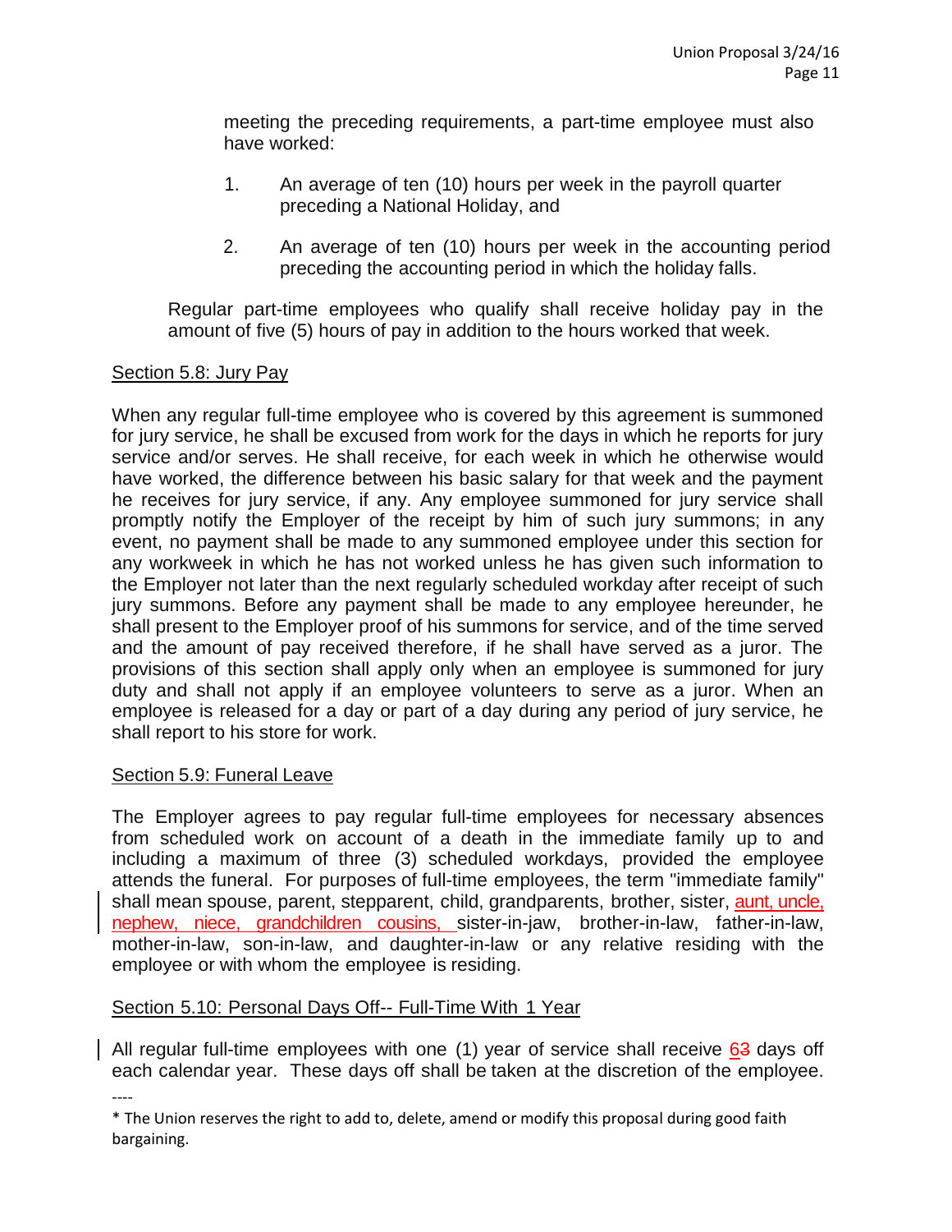meeting the preceding requirements, a part-time employee must also have worked:

1. An average of ten (10) hours per week in the payroll quarter preceding a National Holiday, and

2. An average of ten (10) hours per week in the accounting period preceding the accounting period in which the holiday falls.

Regular part-time employees who qualify shall receive holiday pay in the amount of five (5) hours of pay in addition to the hours worked that week.

Section 5.8: Jury Pay

When any regular full-time employee who is covered by this agreement is summoned for jury service, he shall be excused from work for the days in which he reports for jury service and/or serves. He shall receive, for each week in which he otherwise would have worked, the difference between his basic salary for that week and the payment he receives for jury service, if any. Any employee summoned for jury service shall promptly notify the Employer of the receipt by him of such jury summons; in any event, no payment shall be made to any summoned employee under this section for any workweek in which he has not worked unless he has given such information to the Employer not later than the next regularly scheduled workday after receipt of such jury summons. Before any payment shall be made to any employee hereunder, he shall present to the Employer proof of his summons for service, and of the time served and the amount of pay received therefore, if he shall have served as a juror. The provisions of this section shall apply only when an employee is summoned for jury duty and shall not apply if an employee volunteers to serve as a juror. When an employee is released for a day or part of a day during any period of jury service, he shall report to his store for work.

Section 5.9: Funeral Leave

The Employer agrees to pay regular full-time employees for necessary absences from scheduled work on account of a death in the immediate family up to and including a maximum of three (3) scheduled workdays, provided the employee attends the funeral. For purposes of full-time employees, the term "immediate family" shall mean spouse, parent, stepparent, child, grandparents, brother, sister, aunt, uncle, nephew, niece, grandchildren cousins, sister-in-jaw, brother-in-law, father-in-law, mother-in-law, son-in-law, and daughter-in-law or any relative residing with the employee or with whom the employee is residing.

Section 5.10: Personal Days Off-- Full-Time With 1 Year

All regular full-time employees with one (1) year of service shall receive ~~3~~ 6 days off each calendar year. These days off shall be taken at the discretion of the employee.

----

* The Union reserves the right to add to, delete, amend or modify this proposal during good faith bargaining.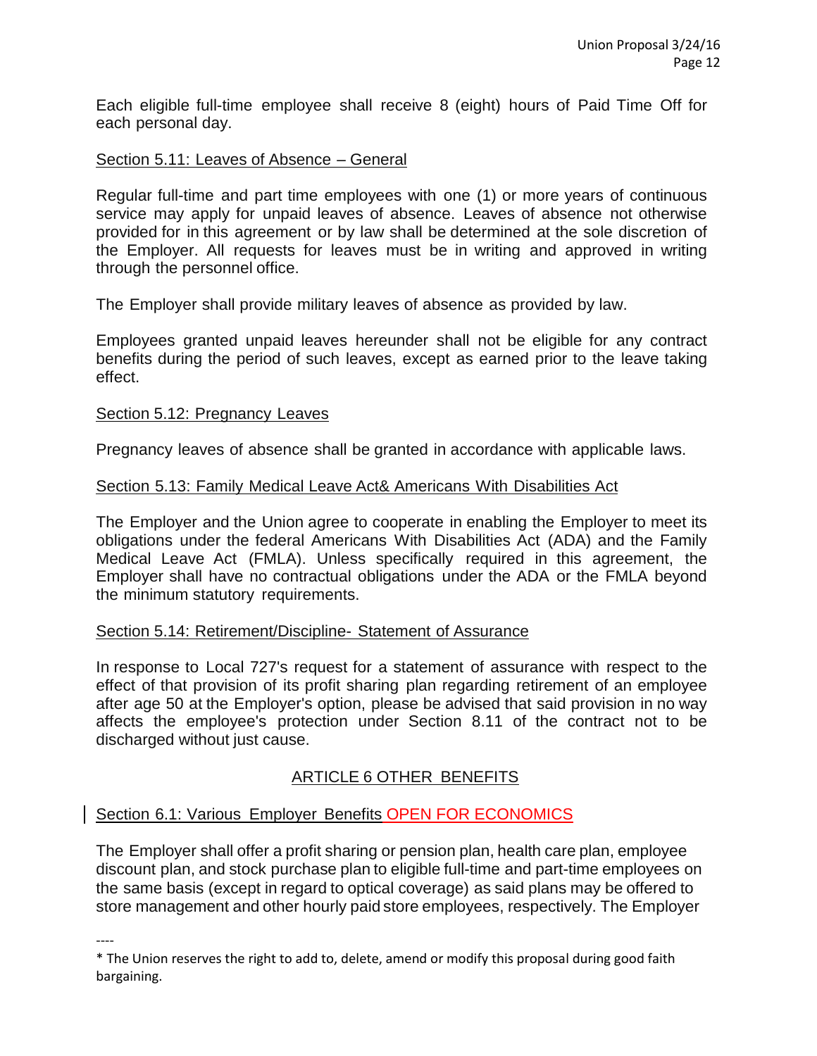Each eligible full-time employee shall receive 8 (eight) hours of Paid Time Off for each personal day.

Section 5.11: Leaves of Absence – General

Regular full-time and part time employees with one (1) or more years of continuous service may apply for unpaid leaves of absence. Leaves of absence not otherwise provided for in this agreement or by law shall be determined at the sole discretion of the Employer. All requests for leaves must be in writing and approved in writing through the personnel office.

The Employer shall provide military leaves of absence as provided by law.

Employees granted unpaid leaves hereunder shall not be eligible for any contract benefits during the period of such leaves, except as earned prior to the leave taking effect.

Section 5.12: Pregnancy Leaves

Pregnancy leaves of absence shall be granted in accordance with applicable laws.

Section 5.13: Family Medical Leave Act& Americans With Disabilities Act

The Employer and the Union agree to cooperate in enabling the Employer to meet its obligations under the federal Americans With Disabilities Act (ADA) and the Family Medical Leave Act (FMLA). Unless specifically required in this agreement, the Employer shall have no contractual obligations under the ADA or the FMLA beyond the minimum statutory requirements.

Section 5.14: Retirement/Discipline- Statement of Assurance

In response to Local 727's request for a statement of assurance with respect to the effect of that provision of its profit sharing plan regarding retirement of an employee after age 50 at the Employer's option, please be advised that said provision in no way affects the employee's protection under Section 8.11 of the contract not to be discharged without just cause.

## ARTICLE 6 OTHER BENEFITS

Section 6.1: Various Employer Benefits OPEN FOR ECONOMICS

The Employer shall offer a profit sharing or pension plan, health care plan, employee discount plan, and stock purchase plan to eligible full-time and part-time employees on the same basis (except in regard to optical coverage) as said plans may be offered to store management and other hourly paid store employees, respectively. The Employer

----

* The Union reserves the right to add to, delete, amend or modify this proposal during good faith bargaining.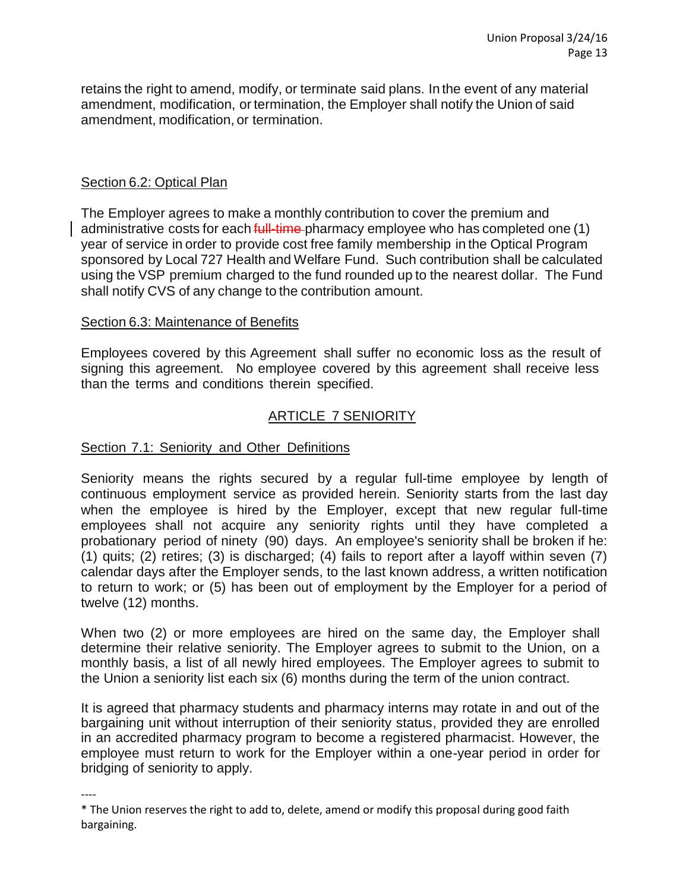retains the right to amend, modify, or terminate said plans. In the event of any material amendment, modification, or termination, the Employer shall notify the Union of said amendment, modification, or termination.

Section 6.2: Optical Plan

The Employer agrees to make a monthly contribution to cover the premium and administrative costs for each ~~full-time~~ pharmacy employee who has completed one (1) year of service in order to provide cost free family membership in the Optical Program sponsored by Local 727 Health and Welfare Fund. Such contribution shall be calculated using the VSP premium charged to the fund rounded up to the nearest dollar. The Fund shall notify CVS of any change to the contribution amount.

Section 6.3: Maintenance of Benefits

Employees covered by this Agreement shall suffer no economic loss as the result of signing this agreement. No employee covered by this agreement shall receive less than the terms and conditions therein specified.

## ARTICLE 7 SENIORITY

Section 7.1: Seniority and Other Definitions

Seniority means the rights secured by a regular full-time employee by length of continuous employment service as provided herein. Seniority starts from the last day when the employee is hired by the Employer, except that new regular full-time employees shall not acquire any seniority rights until they have completed a probationary period of ninety (90) days. An employee's seniority shall be broken if he: (1) quits; (2) retires; (3) is discharged; (4) fails to report after a layoff within seven (7) calendar days after the Employer sends, to the last known address, a written notification to return to work; or (5) has been out of employment by the Employer for a period of twelve (12) months.

When two (2) or more employees are hired on the same day, the Employer shall determine their relative seniority. The Employer agrees to submit to the Union, on a monthly basis, a list of all newly hired employees. The Employer agrees to submit to the Union a seniority list each six (6) months during the term of the union contract.

It is agreed that pharmacy students and pharmacy interns may rotate in and out of the bargaining unit without interruption of their seniority status, provided they are enrolled in an accredited pharmacy program to become a registered pharmacist. However, the employee must return to work for the Employer within a one-year period in order for bridging of seniority to apply.

----

* The Union reserves the right to add to, delete, amend or modify this proposal during good faith bargaining.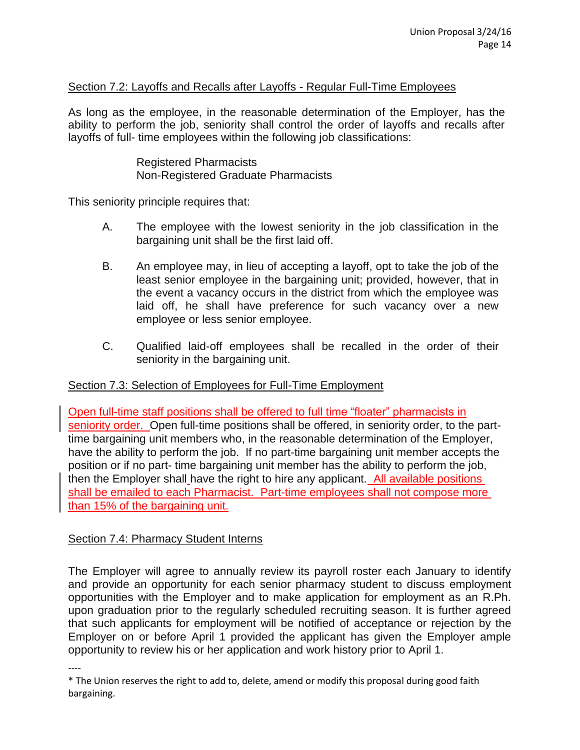## Section 7.2: Layoffs and Recalls after Layoffs - Regular Full-Time Employees

As long as the employee, in the reasonable determination of the Employer, has the ability to perform the job, seniority shall control the order of layoffs and recalls after layoffs of full- time employees within the following job classifications:

Registered Pharmacists
Non-Registered Graduate Pharmacists

This seniority principle requires that:

A. The employee with the lowest seniority in the job classification in the bargaining unit shall be the first laid off.

B. An employee may, in lieu of accepting a layoff, opt to take the job of the least senior employee in the bargaining unit; provided, however, that in the event a vacancy occurs in the district from which the employee was laid off, he shall have preference for such vacancy over a new employee or less senior employee.

C. Qualified laid-off employees shall be recalled in the order of their seniority in the bargaining unit.

## Section 7.3: Selection of Employees for Full-Time Employment

Open full-time staff positions shall be offered to full time "floater" pharmacists in seniority order. Open full-time positions shall be offered, in seniority order, to the part-time bargaining unit members who, in the reasonable determination of the Employer, have the ability to perform the job. If no part-time bargaining unit member accepts the position or if no part- time bargaining unit member has the ability to perform the job, then the Employer shall have the right to hire any applicant. All available positions shall be emailed to each Pharmacist. Part-time employees shall not compose more than 15% of the bargaining unit.

## Section 7.4: Pharmacy Student Interns

The Employer will agree to annually review its payroll roster each January to identify and provide an opportunity for each senior pharmacy student to discuss employment opportunities with the Employer and to make application for employment as an R.Ph. upon graduation prior to the regularly scheduled recruiting season. It is further agreed that such applicants for employment will be notified of acceptance or rejection by the Employer on or before April 1 provided the applicant has given the Employer ample opportunity to review his or her application and work history prior to April 1.

----

* The Union reserves the right to add to, delete, amend or modify this proposal during good faith bargaining.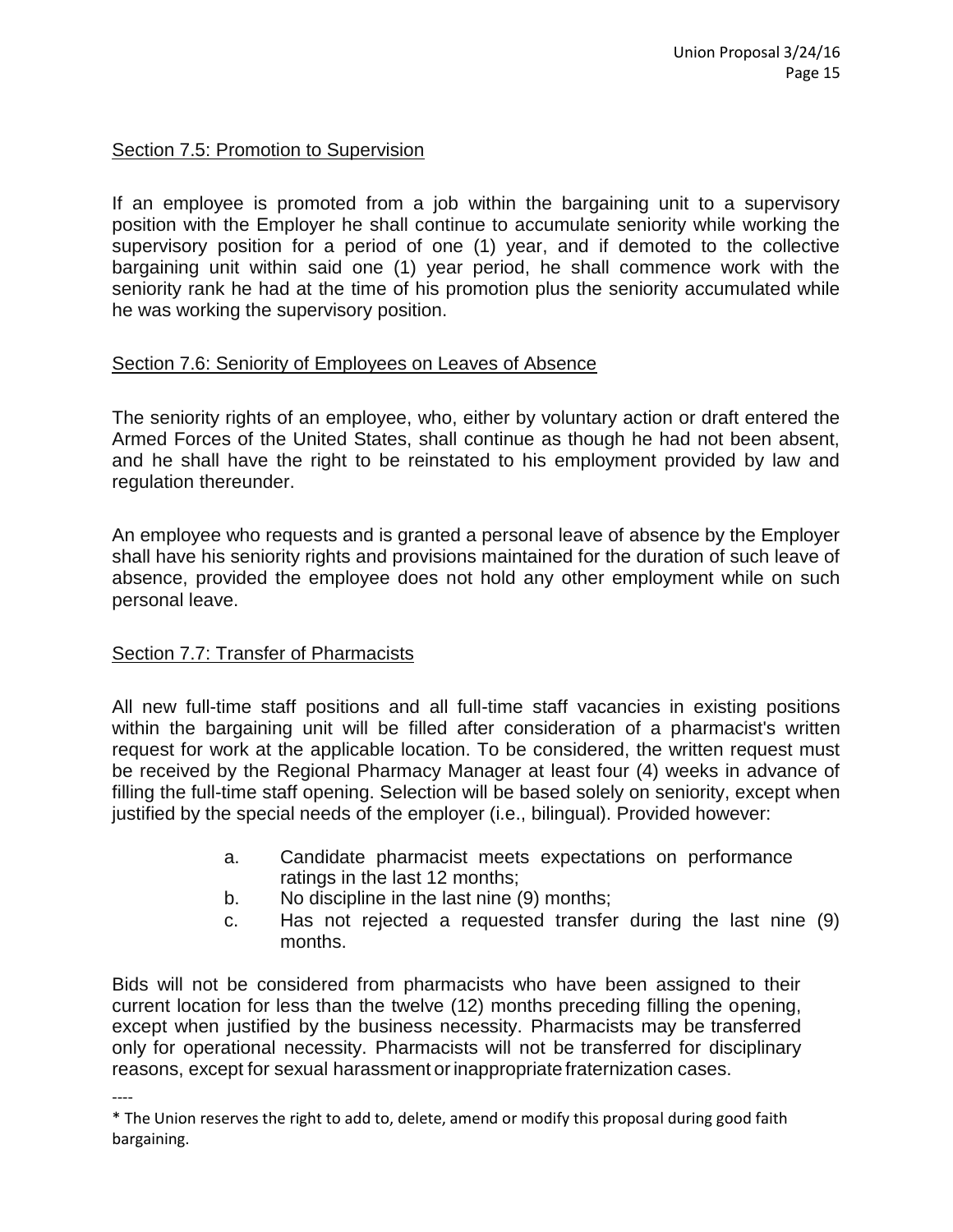Section 7.5: Promotion to Supervision

If an employee is promoted from a job within the bargaining unit to a supervisory position with the Employer he shall continue to accumulate seniority while working the supervisory position for a period of one (1) year, and if demoted to the collective bargaining unit within said one (1) year period, he shall commence work with the seniority rank he had at the time of his promotion plus the seniority accumulated while he was working the supervisory position.

Section 7.6: Seniority of Employees on Leaves of Absence

The seniority rights of an employee, who, either by voluntary action or draft entered the Armed Forces of the United States, shall continue as though he had not been absent, and he shall have the right to be reinstated to his employment provided by law and regulation thereunder.

An employee who requests and is granted a personal leave of absence by the Employer shall have his seniority rights and provisions maintained for the duration of such leave of absence, provided the employee does not hold any other employment while on such personal leave.

Section 7.7: Transfer of Pharmacists

All new full-time staff positions and all full-time staff vacancies in existing positions within the bargaining unit will be filled after consideration of a pharmacist's written request for work at the applicable location. To be considered, the written request must be received by the Regional Pharmacy Manager at least four (4) weeks in advance of filling the full-time staff opening. Selection will be based solely on seniority, except when justified by the special needs of the employer (i.e., bilingual). Provided however:

a. Candidate pharmacist meets expectations on performance ratings in the last 12 months;
b. No discipline in the last nine (9) months;
c. Has not rejected a requested transfer during the last nine (9) months.

Bids will not be considered from pharmacists who have been assigned to their current location for less than the twelve (12) months preceding filling the opening, except when justified by the business necessity. Pharmacists may be transferred only for operational necessity. Pharmacists will not be transferred for disciplinary reasons, except for sexual harassment or inappropriate fraternization cases.

----

* The Union reserves the right to add to, delete, amend or modify this proposal during good faith bargaining.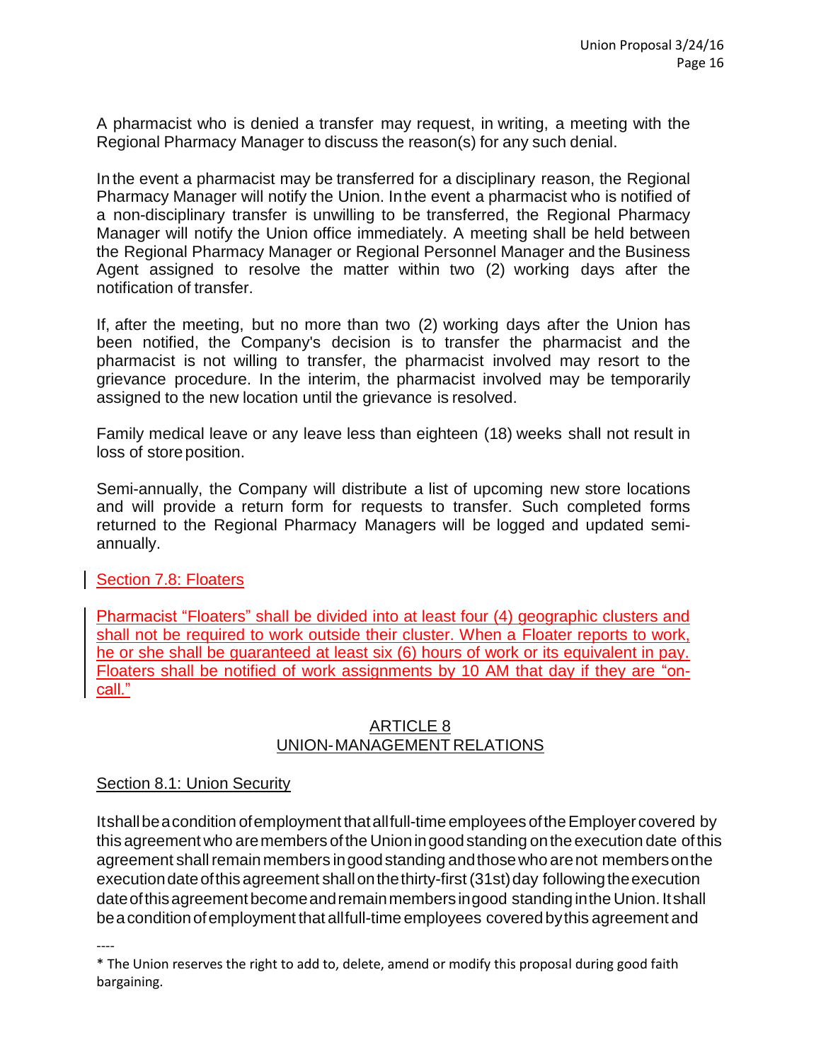A pharmacist who is denied a transfer may request, in writing, a meeting with the Regional Pharmacy Manager to discuss the reason(s) for any such denial.

In the event a pharmacist may be transferred for a disciplinary reason, the Regional Pharmacy Manager will notify the Union. In the event a pharmacist who is notified of a non-disciplinary transfer is unwilling to be transferred, the Regional Pharmacy Manager will notify the Union office immediately. A meeting shall be held between the Regional Pharmacy Manager or Regional Personnel Manager and the Business Agent assigned to resolve the matter within two (2) working days after the notification of transfer.

If, after the meeting, but no more than two (2) working days after the Union has been notified, the Company's decision is to transfer the pharmacist and the pharmacist is not willing to transfer, the pharmacist involved may resort to the grievance procedure. In the interim, the pharmacist involved may be temporarily assigned to the new location until the grievance is resolved.

Family medical leave or any leave less than eighteen (18) weeks shall not result in loss of store position.

Semi-annually, the Company will distribute a list of upcoming new store locations and will provide a return form for requests to transfer. Such completed forms returned to the Regional Pharmacy Managers will be logged and updated semi-annually.

Section 7.8: Floaters

Pharmacist "Floaters" shall be divided into at least four (4) geographic clusters and shall not be required to work outside their cluster. When a Floater reports to work, he or she shall be guaranteed at least six (6) hours of work or its equivalent in pay. Floaters shall be notified of work assignments by 10 AM that day if they are "on-call."

## ARTICLE 8
## UNION-MANAGEMENT RELATIONS

Section 8.1: Union Security

It shall be a condition of employment that all full-time employees of the Employer covered by this agreement who are members of the Union in good standing on the execution date of this agreement shall remain members in good standing and those who are not members on the execution date of this agreement shall on the thirty-first (31st) day following the execution date of this agreement become and remain members in good standing in the Union. It shall be a condition of employment that all full-time employees covered by this agreement and

----

* The Union reserves the right to add to, delete, amend or modify this proposal during good faith bargaining.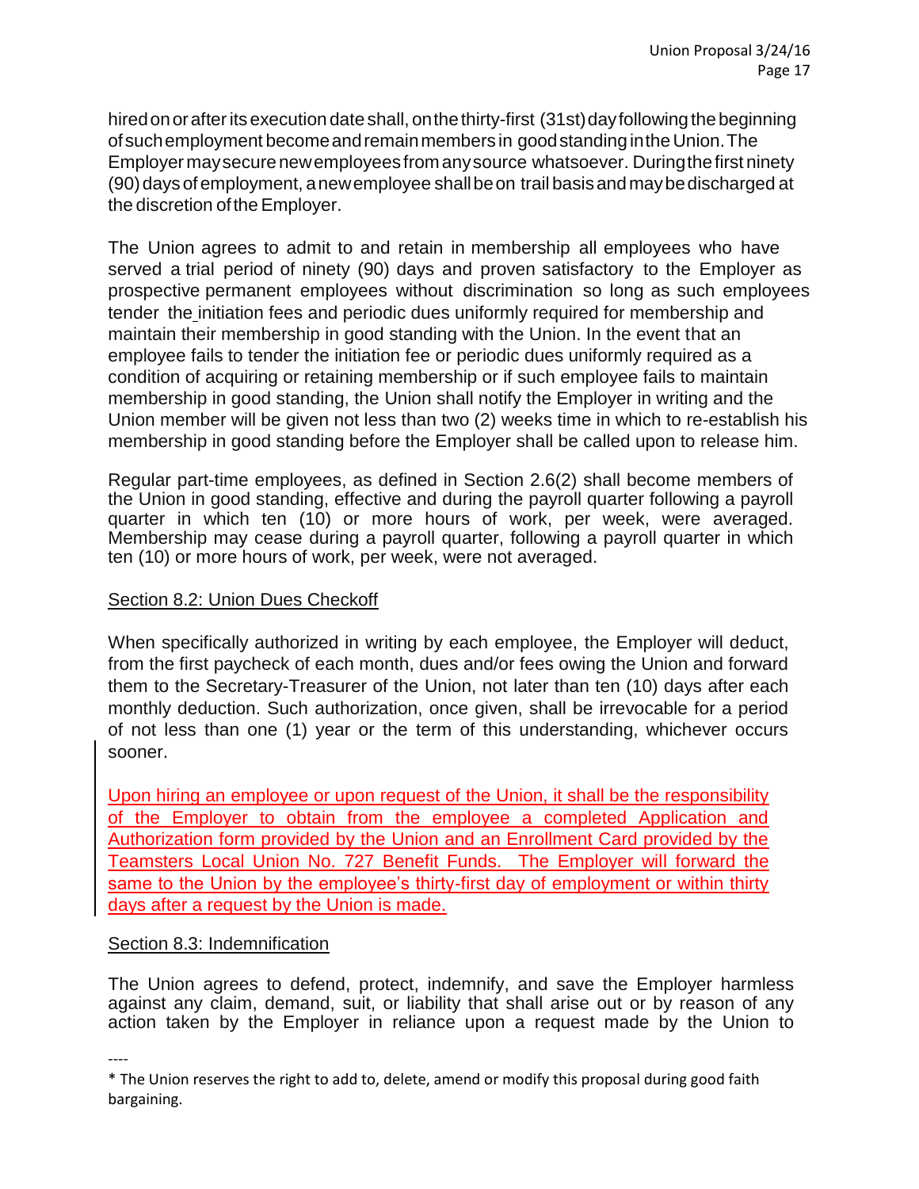hired on or after its execution date shall, on the thirty-first (31st) day following the beginning of such employment become and remain members in good standing in the Union. The Employer may secure new employees from any source whatsoever. During the first ninety (90) days of employment, a new employee shall be on trail basis and may be discharged at the discretion of the Employer.

The Union agrees to admit to and retain in membership all employees who have served a trial period of ninety (90) days and proven satisfactory to the Employer as prospective permanent employees without discrimination so long as such employees tender the initiation fees and periodic dues uniformly required for membership and maintain their membership in good standing with the Union. In the event that an employee fails to tender the initiation fee or periodic dues uniformly required as a condition of acquiring or retaining membership or if such employee fails to maintain membership in good standing, the Union shall notify the Employer in writing and the Union member will be given not less than two (2) weeks time in which to re-establish his membership in good standing before the Employer shall be called upon to release him.

Regular part-time employees, as defined in Section 2.6(2) shall become members of the Union in good standing, effective and during the payroll quarter following a payroll quarter in which ten (10) or more hours of work, per week, were averaged. Membership may cease during a payroll quarter, following a payroll quarter in which ten (10) or more hours of work, per week, were not averaged.

Section 8.2: Union Dues Checkoff

When specifically authorized in writing by each employee, the Employer will deduct, from the first paycheck of each month, dues and/or fees owing the Union and forward them to the Secretary-Treasurer of the Union, not later than ten (10) days after each monthly deduction. Such authorization, once given, shall be irrevocable for a period of not less than one (1) year or the term of this understanding, whichever occurs sooner.

Upon hiring an employee or upon request of the Union, it shall be the responsibility of the Employer to obtain from the employee a completed Application and Authorization form provided by the Union and an Enrollment Card provided by the Teamsters Local Union No. 727 Benefit Funds. The Employer will forward the same to the Union by the employee's thirty-first day of employment or within thirty days after a request by the Union is made.

Section 8.3: Indemnification

The Union agrees to defend, protect, indemnify, and save the Employer harmless against any claim, demand, suit, or liability that shall arise out or by reason of any action taken by the Employer in reliance upon a request made by the Union to

----

* The Union reserves the right to add to, delete, amend or modify this proposal during good faith bargaining.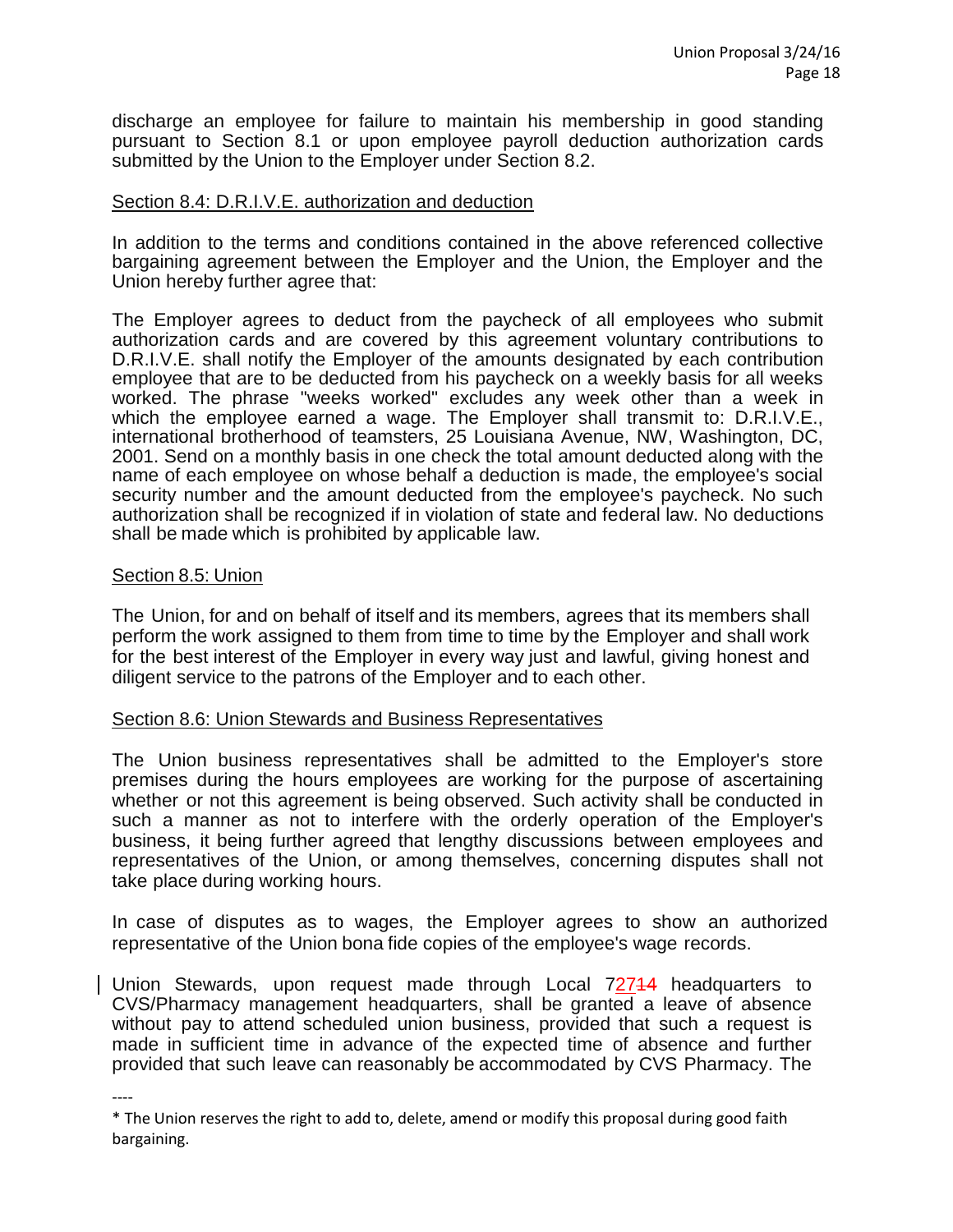discharge an employee for failure to maintain his membership in good standing pursuant to Section 8.1 or upon employee payroll deduction authorization cards submitted by the Union to the Employer under Section 8.2.

Section 8.4: D.R.I.V.E. authorization and deduction

In addition to the terms and conditions contained in the above referenced collective bargaining agreement between the Employer and the Union, the Employer and the Union hereby further agree that:

The Employer agrees to deduct from the paycheck of all employees who submit authorization cards and are covered by this agreement voluntary contributions to D.R.I.V.E. shall notify the Employer of the amounts designated by each contribution employee that are to be deducted from his paycheck on a weekly basis for all weeks worked. The phrase "weeks worked" excludes any week other than a week in which the employee earned a wage. The Employer shall transmit to: D.R.I.V.E., international brotherhood of teamsters, 25 Louisiana Avenue, NW, Washington, DC, 2001. Send on a monthly basis in one check the total amount deducted along with the name of each employee on whose behalf a deduction is made, the employee's social security number and the amount deducted from the employee's paycheck. No such authorization shall be recognized if in violation of state and federal law. No deductions shall be made which is prohibited by applicable law.

Section 8.5: Union

The Union, for and on behalf of itself and its members, agrees that its members shall perform the work assigned to them from time to time by the Employer and shall work for the best interest of the Employer in every way just and lawful, giving honest and diligent service to the patrons of the Employer and to each other.

Section 8.6: Union Stewards and Business Representatives

The Union business representatives shall be admitted to the Employer's store premises during the hours employees are working for the purpose of ascertaining whether or not this agreement is being observed. Such activity shall be conducted in such a manner as not to interfere with the orderly operation of the Employer's business, it being further agreed that lengthy discussions between employees and representatives of the Union, or among themselves, concerning disputes shall not take place during working hours.

In case of disputes as to wages, the Employer agrees to show an authorized representative of the Union bona fide copies of the employee's wage records.

Union Stewards, upon request made through Local 72714 headquarters to CVS/Pharmacy management headquarters, shall be granted a leave of absence without pay to attend scheduled union business, provided that such a request is made in sufficient time in advance of the expected time of absence and further provided that such leave can reasonably be accommodated by CVS Pharmacy. The

----

* The Union reserves the right to add to, delete, amend or modify this proposal during good faith bargaining.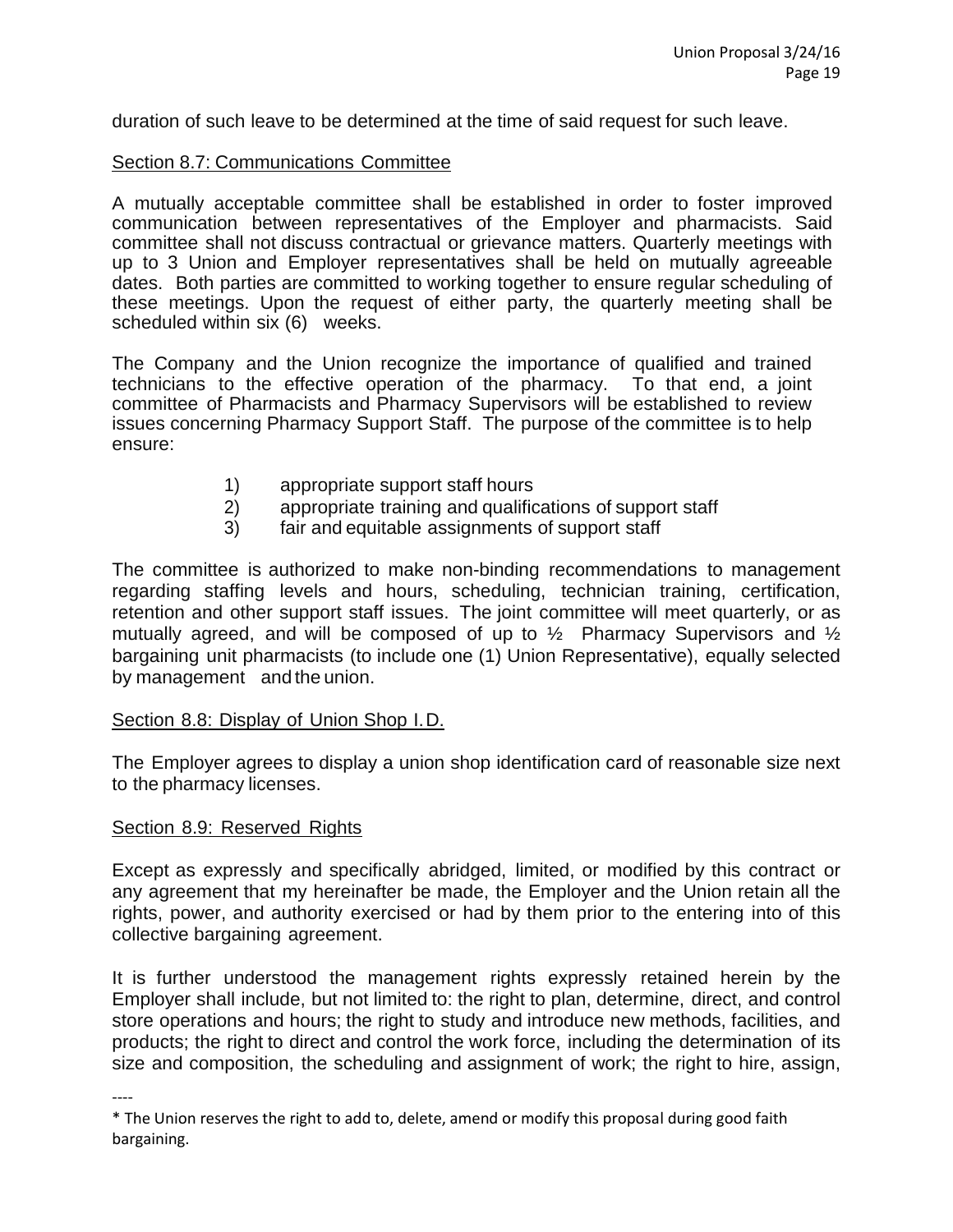duration of such leave to be determined at the time of said request for such leave.

Section 8.7: Communications Committee

A mutually acceptable committee shall be established in order to foster improved communication between representatives of the Employer and pharmacists. Said committee shall not discuss contractual or grievance matters. Quarterly meetings with up to 3 Union and Employer representatives shall be held on mutually agreeable dates. Both parties are committed to working together to ensure regular scheduling of these meetings. Upon the request of either party, the quarterly meeting shall be scheduled within six (6) weeks.

The Company and the Union recognize the importance of qualified and trained technicians to the effective operation of the pharmacy. To that end, a joint committee of Pharmacists and Pharmacy Supervisors will be established to review issues concerning Pharmacy Support Staff. The purpose of the committee is to help ensure:

1) appropriate support staff hours
2) appropriate training and qualifications of support staff
3) fair and equitable assignments of support staff

The committee is authorized to make non-binding recommendations to management regarding staffing levels and hours, scheduling, technician training, certification, retention and other support staff issues. The joint committee will meet quarterly, or as mutually agreed, and will be composed of up to ½ Pharmacy Supervisors and ½ bargaining unit pharmacists (to include one (1) Union Representative), equally selected by management and the union.

Section 8.8: Display of Union Shop I.D.

The Employer agrees to display a union shop identification card of reasonable size next to the pharmacy licenses.

Section 8.9: Reserved Rights

Except as expressly and specifically abridged, limited, or modified by this contract or any agreement that my hereinafter be made, the Employer and the Union retain all the rights, power, and authority exercised or had by them prior to the entering into of this collective bargaining agreement.

It is further understood the management rights expressly retained herein by the Employer shall include, but not limited to: the right to plan, determine, direct, and control store operations and hours; the right to study and introduce new methods, facilities, and products; the right to direct and control the work force, including the determination of its size and composition, the scheduling and assignment of work; the right to hire, assign,

----

* The Union reserves the right to add to, delete, amend or modify this proposal during good faith bargaining.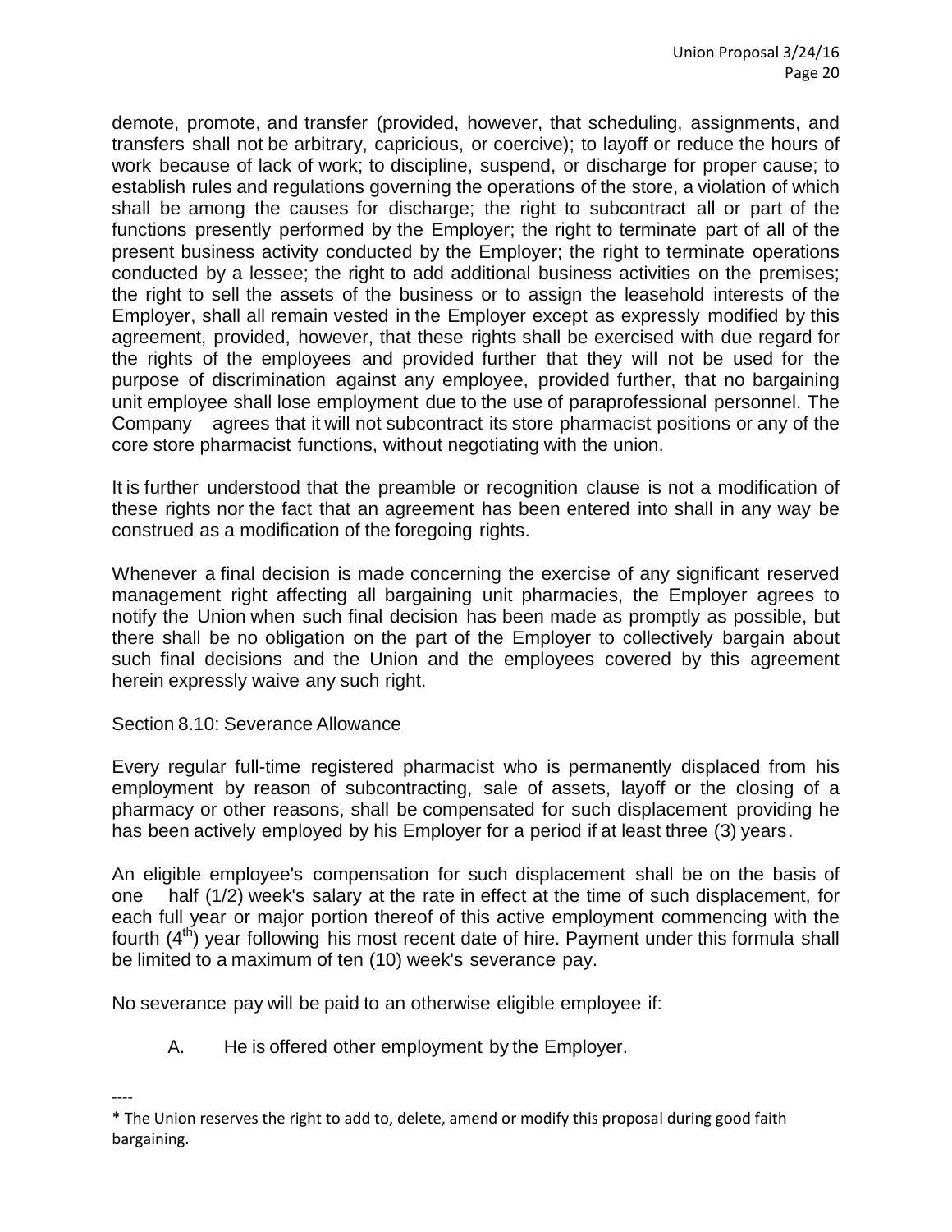demote, promote, and transfer (provided, however, that scheduling, assignments, and transfers shall not be arbitrary, capricious, or coercive); to layoff or reduce the hours of work because of lack of work; to discipline, suspend, or discharge for proper cause; to establish rules and regulations governing the operations of the store, a violation of which shall be among the causes for discharge; the right to subcontract all or part of the functions presently performed by the Employer; the right to terminate part of all of the present business activity conducted by the Employer; the right to terminate operations conducted by a lessee; the right to add additional business activities on the premises; the right to sell the assets of the business or to assign the leasehold interests of the Employer, shall all remain vested in the Employer except as expressly modified by this agreement, provided, however, that these rights shall be exercised with due regard for the rights of the employees and provided further that they will not be used for the purpose of discrimination against any employee, provided further, that no bargaining unit employee shall lose employment due to the use of paraprofessional personnel. The Company agrees that it will not subcontract its store pharmacist positions or any of the core store pharmacist functions, without negotiating with the union.

It is further understood that the preamble or recognition clause is not a modification of these rights nor the fact that an agreement has been entered into shall in any way be construed as a modification of the foregoing rights.

Whenever a final decision is made concerning the exercise of any significant reserved management right affecting all bargaining unit pharmacies, the Employer agrees to notify the Union when such final decision has been made as promptly as possible, but there shall be no obligation on the part of the Employer to collectively bargain about such final decisions and the Union and the employees covered by this agreement herein expressly waive any such right.

Section 8.10: Severance Allowance

Every regular full-time registered pharmacist who is permanently displaced from his employment by reason of subcontracting, sale of assets, layoff or the closing of a pharmacy or other reasons, shall be compensated for such displacement providing he has been actively employed by his Employer for a period if at least three (3) years.

An eligible employee's compensation for such displacement shall be on the basis of one half (1/2) week's salary at the rate in effect at the time of such displacement, for each full year or major portion thereof of this active employment commencing with the fourth (4th) year following his most recent date of hire. Payment under this formula shall be limited to a maximum of ten (10) week's severance pay.

No severance pay will be paid to an otherwise eligible employee if:

A. He is offered other employment by the Employer.

----

* The Union reserves the right to add to, delete, amend or modify this proposal during good faith bargaining.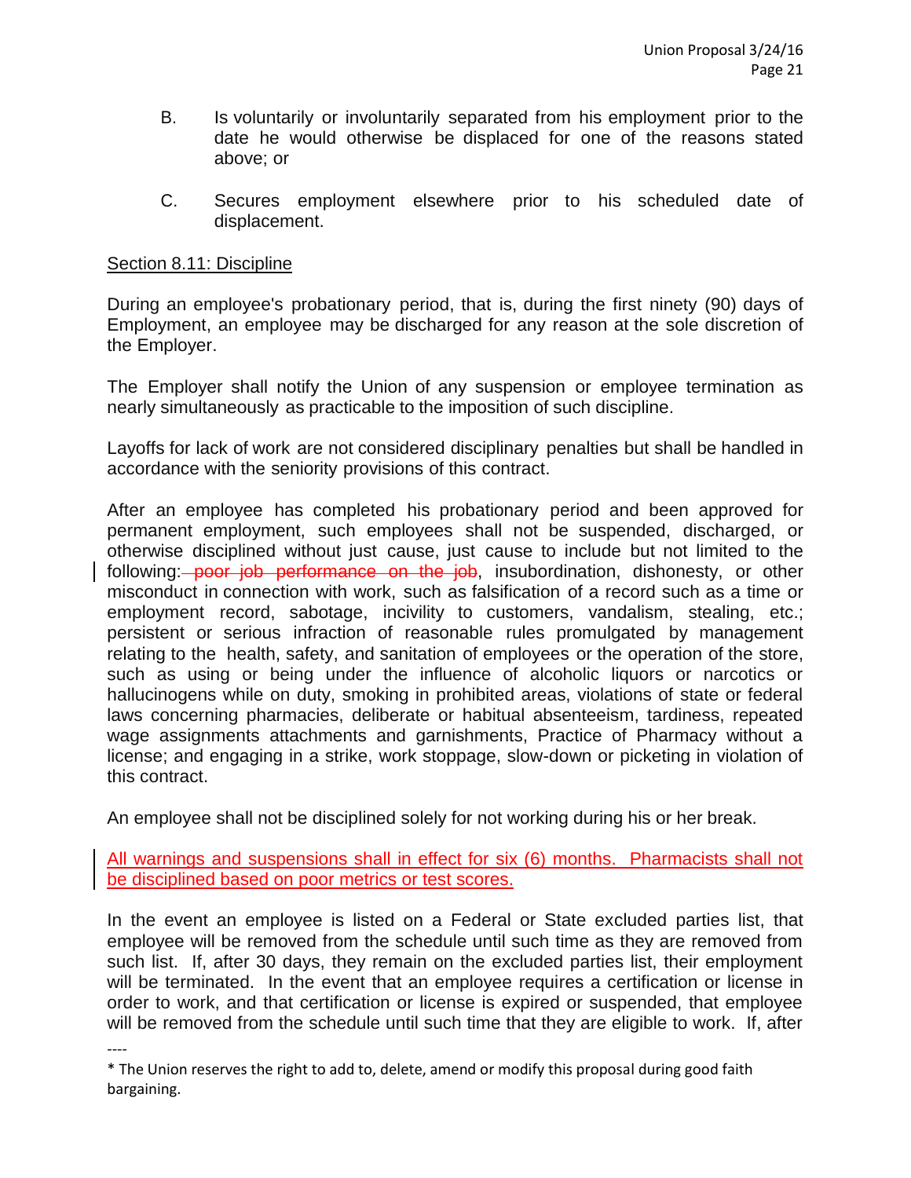B. Is voluntarily or involuntarily separated from his employment prior to the date he would otherwise be displaced for one of the reasons stated above; or

C. Secures employment elsewhere prior to his scheduled date of displacement.

Section 8.11: Discipline

During an employee's probationary period, that is, during the first ninety (90) days of Employment, an employee may be discharged for any reason at the sole discretion of the Employer.

The Employer shall notify the Union of any suspension or employee termination as nearly simultaneously as practicable to the imposition of such discipline.

Layoffs for lack of work are not considered disciplinary penalties but shall be handled in accordance with the seniority provisions of this contract.

After an employee has completed his probationary period and been approved for permanent employment, such employees shall not be suspended, discharged, or otherwise disciplined without just cause, just cause to include but not limited to the following: ~~poor job performance on the job~~, insubordination, dishonesty, or other misconduct in connection with work, such as falsification of a record such as a time or employment record, sabotage, incivility to customers, vandalism, stealing, etc.; persistent or serious infraction of reasonable rules promulgated by management relating to the health, safety, and sanitation of employees or the operation of the store, such as using or being under the influence of alcoholic liquors or narcotics or hallucinogens while on duty, smoking in prohibited areas, violations of state or federal laws concerning pharmacies, deliberate or habitual absenteeism, tardiness, repeated wage assignments attachments and garnishments, Practice of Pharmacy without a license; and engaging in a strike, work stoppage, slow-down or picketing in violation of this contract.

An employee shall not be disciplined solely for not working during his or her break.

All warnings and suspensions shall in effect for six (6) months. Pharmacists shall not be disciplined based on poor metrics or test scores.

In the event an employee is listed on a Federal or State excluded parties list, that employee will be removed from the schedule until such time as they are removed from such list. If, after 30 days, they remain on the excluded parties list, their employment will be terminated. In the event that an employee requires a certification or license in order to work, and that certification or license is expired or suspended, that employee will be removed from the schedule until such time that they are eligible to work. If, after

----

* The Union reserves the right to add to, delete, amend or modify this proposal during good faith bargaining.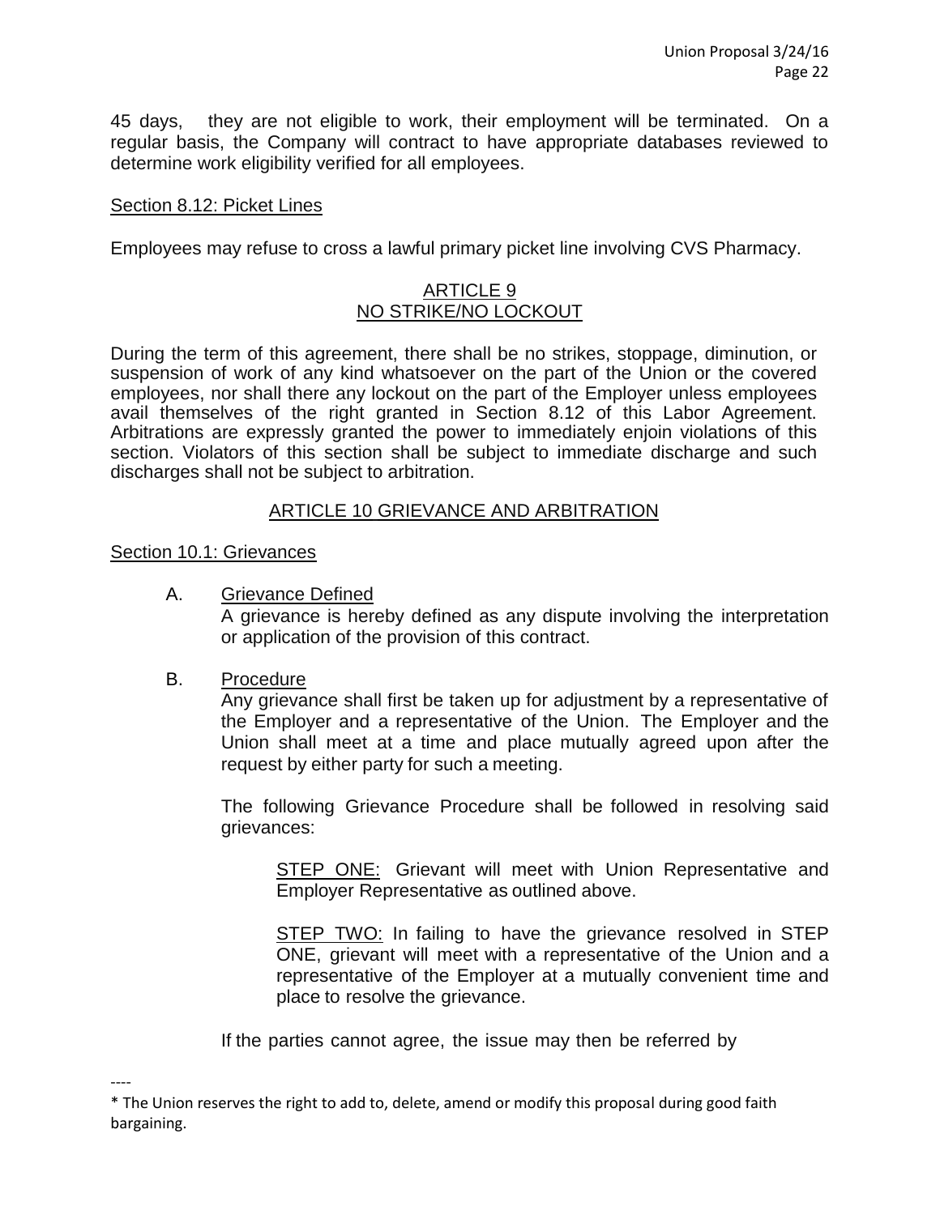45 days, they are not eligible to work, their employment will be terminated. On a regular basis, the Company will contract to have appropriate databases reviewed to determine work eligibility verified for all employees.

Section 8.12: Picket Lines

Employees may refuse to cross a lawful primary picket line involving CVS Pharmacy.

## ARTICLE 9
## NO STRIKE/NO LOCKOUT

During the term of this agreement, there shall be no strikes, stoppage, diminution, or suspension of work of any kind whatsoever on the part of the Union or the covered employees, nor shall there any lockout on the part of the Employer unless employees avail themselves of the right granted in Section 8.12 of this Labor Agreement. Arbitrations are expressly granted the power to immediately enjoin violations of this section. Violators of this section shall be subject to immediate discharge and such discharges shall not be subject to arbitration.

## ARTICLE 10 GRIEVANCE AND ARBITRATION

Section 10.1: Grievances

A. Grievance Defined

A grievance is hereby defined as any dispute involving the interpretation or application of the provision of this contract.

B. Procedure

Any grievance shall first be taken up for adjustment by a representative of the Employer and a representative of the Union. The Employer and the Union shall meet at a time and place mutually agreed upon after the request by either party for such a meeting.

The following Grievance Procedure shall be followed in resolving said grievances:

STEP ONE: Grievant will meet with Union Representative and Employer Representative as outlined above.

STEP TWO: In failing to have the grievance resolved in STEP ONE, grievant will meet with a representative of the Union and a representative of the Employer at a mutually convenient time and place to resolve the grievance.

If the parties cannot agree, the issue may then be referred by

----

* The Union reserves the right to add to, delete, amend or modify this proposal during good faith bargaining.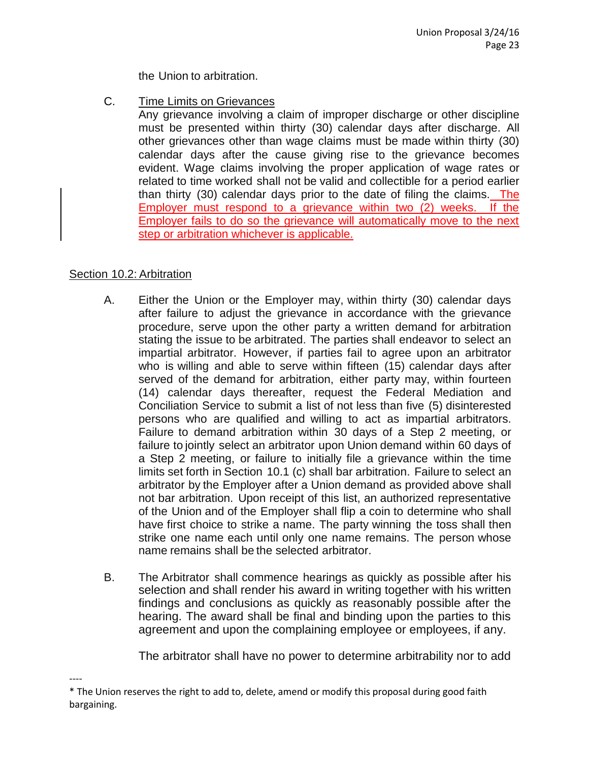the Union to arbitration.

C. Time Limits on Grievances

Any grievance involving a claim of improper discharge or other discipline must be presented within thirty (30) calendar days after discharge. All other grievances other than wage claims must be made within thirty (30) calendar days after the cause giving rise to the grievance becomes evident. Wage claims involving the proper application of wage rates or related to time worked shall not be valid and collectible for a period earlier than thirty (30) calendar days prior to the date of filing the claims. The Employer must respond to a grievance within two (2) weeks. If the Employer fails to do so the grievance will automatically move to the next step or arbitration whichever is applicable.

## Section 10.2: Arbitration

A. Either the Union or the Employer may, within thirty (30) calendar days after failure to adjust the grievance in accordance with the grievance procedure, serve upon the other party a written demand for arbitration stating the issue to be arbitrated. The parties shall endeavor to select an impartial arbitrator. However, if parties fail to agree upon an arbitrator who is willing and able to serve within fifteen (15) calendar days after served of the demand for arbitration, either party may, within fourteen (14) calendar days thereafter, request the Federal Mediation and Conciliation Service to submit a list of not less than five (5) disinterested persons who are qualified and willing to act as impartial arbitrators. Failure to demand arbitration within 30 days of a Step 2 meeting, or failure to jointly select an arbitrator upon Union demand within 60 days of a Step 2 meeting, or failure to initially file a grievance within the time limits set forth in Section 10.1 (c) shall bar arbitration. Failure to select an arbitrator by the Employer after a Union demand as provided above shall not bar arbitration. Upon receipt of this list, an authorized representative of the Union and of the Employer shall flip a coin to determine who shall have first choice to strike a name. The party winning the toss shall then strike one name each until only one name remains. The person whose name remains shall be the selected arbitrator.

B. The Arbitrator shall commence hearings as quickly as possible after his selection and shall render his award in writing together with his written findings and conclusions as quickly as reasonably possible after the hearing. The award shall be final and binding upon the parties to this agreement and upon the complaining employee or employees, if any.

The arbitrator shall have no power to determine arbitrability nor to add

----

* The Union reserves the right to add to, delete, amend or modify this proposal during good faith bargaining.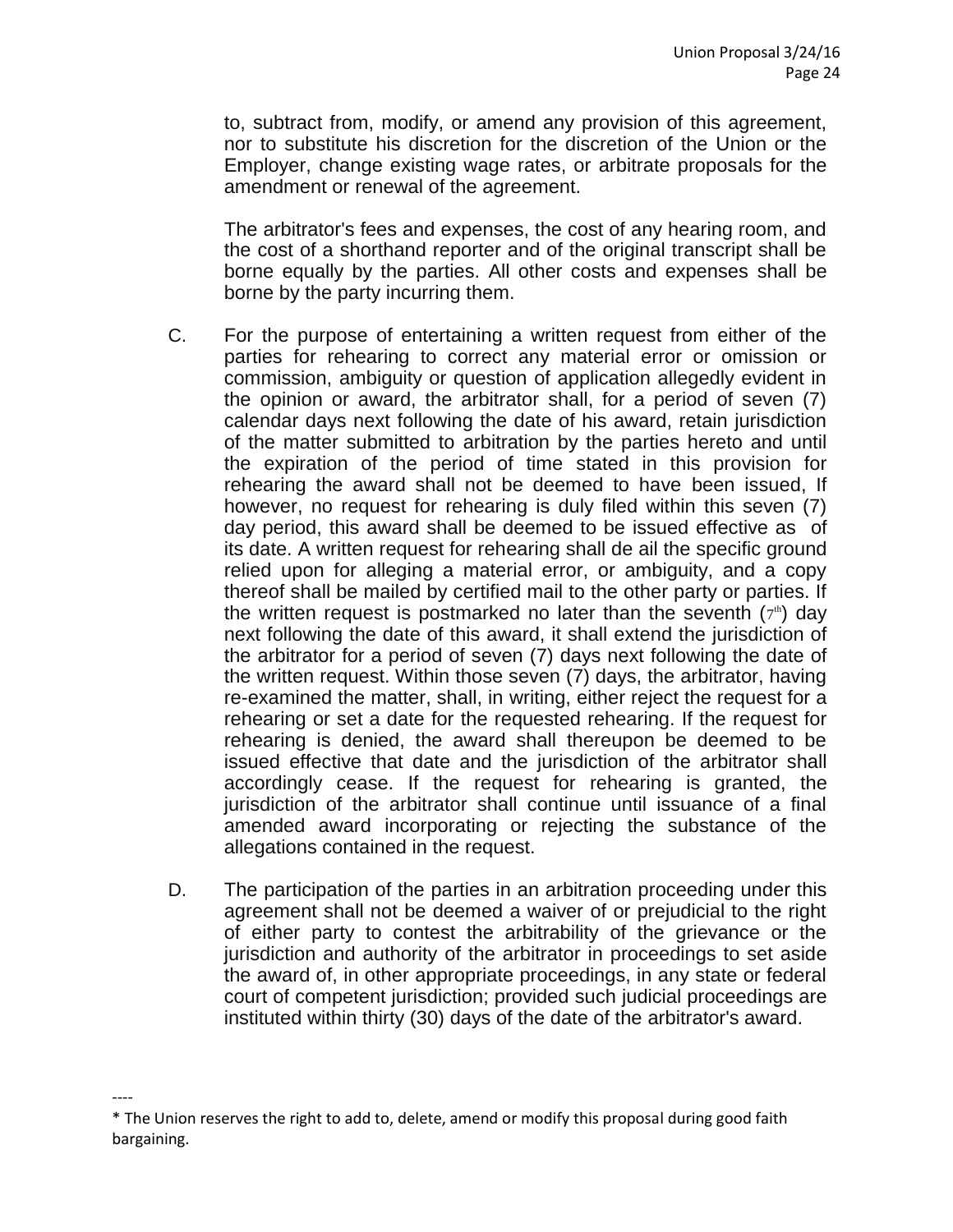to, subtract from, modify, or amend any provision of this agreement, nor to substitute his discretion for the discretion of the Union or the Employer, change existing wage rates, or arbitrate proposals for the amendment or renewal of the agreement.

The arbitrator's fees and expenses, the cost of any hearing room, and the cost of a shorthand reporter and of the original transcript shall be borne equally by the parties. All other costs and expenses shall be borne by the party incurring them.

C. For the purpose of entertaining a written request from either of the parties for rehearing to correct any material error or omission or commission, ambiguity or question of application allegedly evident in the opinion or award, the arbitrator shall, for a period of seven (7) calendar days next following the date of his award, retain jurisdiction of the matter submitted to arbitration by the parties hereto and until the expiration of the period of time stated in this provision for rehearing the award shall not be deemed to have been issued, If however, no request for rehearing is duly filed within this seven (7) day period, this award shall be deemed to be issued effective as of its date. A written request for rehearing shall de ail the specific ground relied upon for alleging a material error, or ambiguity, and a copy thereof shall be mailed by certified mail to the other party or parties. If the written request is postmarked no later than the seventh (7th) day next following the date of this award, it shall extend the jurisdiction of the arbitrator for a period of seven (7) days next following the date of the written request. Within those seven (7) days, the arbitrator, having re-examined the matter, shall, in writing, either reject the request for a rehearing or set a date for the requested rehearing. If the request for rehearing is denied, the award shall thereupon be deemed to be issued effective that date and the jurisdiction of the arbitrator shall accordingly cease. If the request for rehearing is granted, the jurisdiction of the arbitrator shall continue until issuance of a final amended award incorporating or rejecting the substance of the allegations contained in the request.

D. The participation of the parties in an arbitration proceeding under this agreement shall not be deemed a waiver of or prejudicial to the right of either party to contest the arbitrability of the grievance or the jurisdiction and authority of the arbitrator in proceedings to set aside the award of, in other appropriate proceedings, in any state or federal court of competent jurisdiction; provided such judicial proceedings are instituted within thirty (30) days of the date of the arbitrator's award.

----

* The Union reserves the right to add to, delete, amend or modify this proposal during good faith bargaining.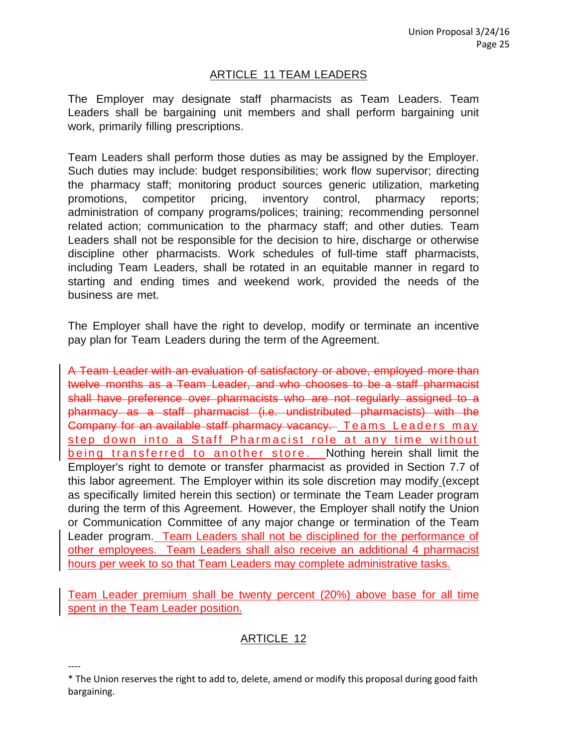## ARTICLE 11 TEAM LEADERS

The Employer may designate staff pharmacists as Team Leaders. Team Leaders shall be bargaining unit members and shall perform bargaining unit work, primarily filling prescriptions.

Team Leaders shall perform those duties as may be assigned by the Employer. Such duties may include: budget responsibilities; work flow supervisor; directing the pharmacy staff; monitoring product sources generic utilization, marketing promotions, competitor pricing, inventory control, pharmacy reports; administration of company programs/polices; training; recommending personnel related action; communication to the pharmacy staff; and other duties. Team Leaders shall not be responsible for the decision to hire, discharge or otherwise discipline other pharmacists. Work schedules of full-time staff pharmacists, including Team Leaders, shall be rotated in an equitable manner in regard to starting and ending times and weekend work, provided the needs of the business are met.

The Employer shall have the right to develop, modify or terminate an incentive pay plan for Team Leaders during the term of the Agreement.

~~A Team Leader with an evaluation of satisfactory or above, employed more than twelve months as a Team Leader, and who chooses to be a staff pharmacist shall have preference over pharmacists who are not regularly assigned to a pharmacy as a staff pharmacist (i.e. undistributed pharmacists) with the Company for an available staff pharmacy vacancy.~~ Teams Leaders may step down into a Staff Pharmacist role at any time without being transferred to another store. Nothing herein shall limit the Employer's right to demote or transfer pharmacist as provided in Section 7.7 of this labor agreement. The Employer within its sole discretion may modify (except as specifically limited herein this section) or terminate the Team Leader program during the term of this Agreement. However, the Employer shall notify the Union or Communication Committee of any major change or termination of the Team Leader program. Team Leaders shall not be disciplined for the performance of other employees. Team Leaders shall also receive an additional 4 pharmacist hours per week to so that Team Leaders may complete administrative tasks.

Team Leader premium shall be twenty percent (20%) above base for all time spent in the Team Leader position.

## ARTICLE 12

----

* The Union reserves the right to add to, delete, amend or modify this proposal during good faith bargaining.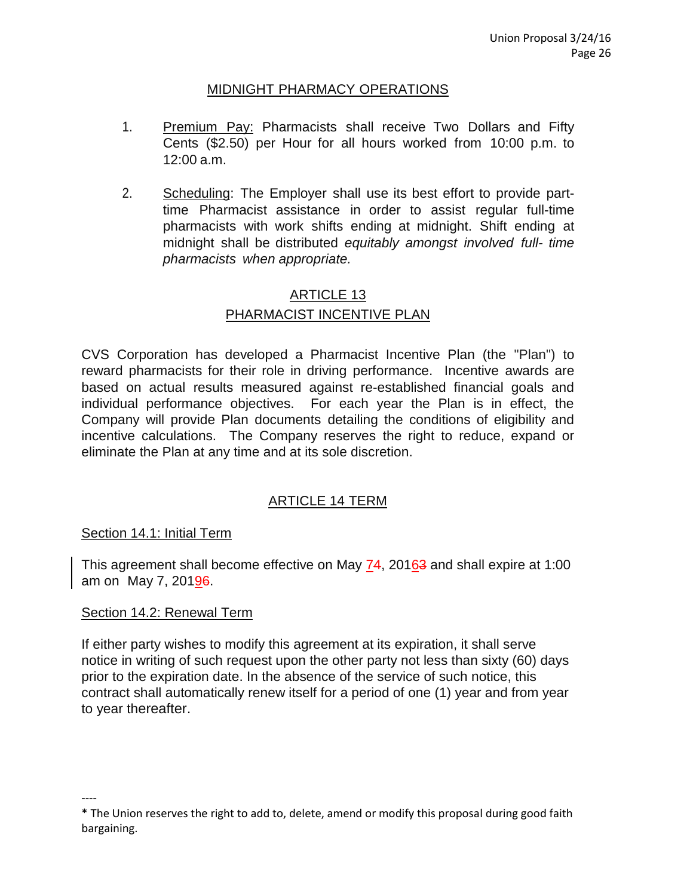## MIDNIGHT PHARMACY OPERATIONS

1. Premium Pay: Pharmacists shall receive Two Dollars and Fifty Cents ($2.50) per Hour for all hours worked from 10:00 p.m. to 12:00 a.m.

2. Scheduling: The Employer shall use its best effort to provide part-time Pharmacist assistance in order to assist regular full-time pharmacists with work shifts ending at midnight. Shift ending at midnight shall be distributed *equitably amongst involved full- time pharmacists when appropriate.*

## ARTICLE 13
## PHARMACIST INCENTIVE PLAN

CVS Corporation has developed a Pharmacist Incentive Plan (the "Plan") to reward pharmacists for their role in driving performance. Incentive awards are based on actual results measured against re-established financial goals and individual performance objectives. For each year the Plan is in effect, the Company will provide Plan documents detailing the conditions of eligibility and incentive calculations. The Company reserves the right to reduce, expand or eliminate the Plan at any time and at its sole discretion.

## ARTICLE 14 TERM

### Section 14.1: Initial Term

This agreement shall become effective on May ~~4~~7, 201~~3~~6 and shall expire at 1:00 am on May 7, 201~~6~~9.

### Section 14.2: Renewal Term

If either party wishes to modify this agreement at its expiration, it shall serve notice in writing of such request upon the other party not less than sixty (60) days prior to the expiration date. In the absence of the service of such notice, this contract shall automatically renew itself for a period of one (1) year and from year to year thereafter.

----

* The Union reserves the right to add to, delete, amend or modify this proposal during good faith bargaining.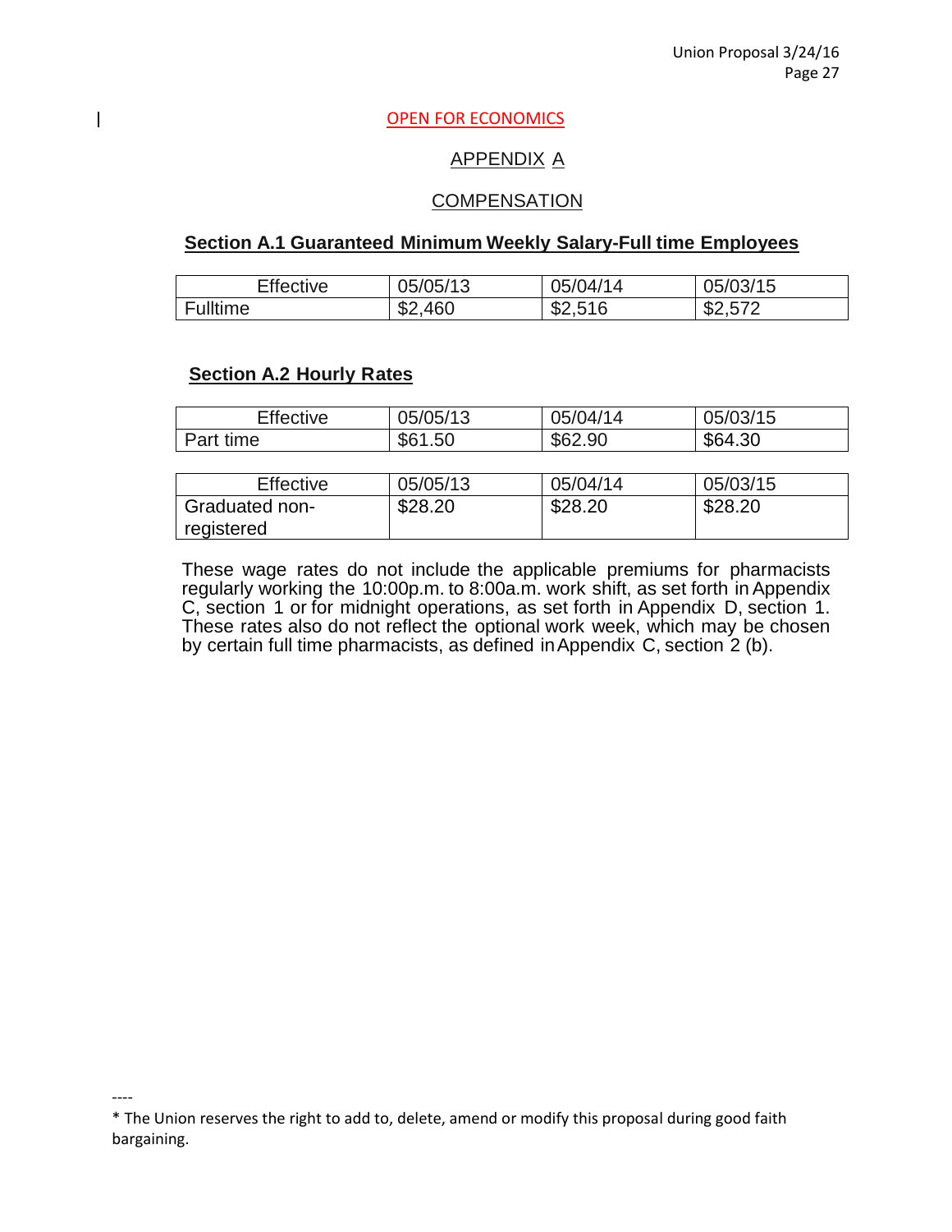OPEN FOR ECONOMICS

## APPENDIX A

## COMPENSATION

### Section A.1 Guaranteed Minimum Weekly Salary-Full time Employees

| Effective | 05/05/13 | 05/04/14 | 05/03/15 |
|---|---|---|---|
| Fulltime | $2,460 | $2,516 | $2,572 |

### Section A.2 Hourly Rates

| Effective | 05/05/13 | 05/04/14 | 05/03/15 |
|---|---|---|---|
| Part time | $61.50 | $62.90 | $64.30 |

| Effective | 05/05/13 | 05/04/14 | 05/03/15 |
|---|---|---|---|
| Graduated non-registered | $28.20 | $28.20 | $28.20 |

These wage rates do not include the applicable premiums for pharmacists regularly working the 10:00p.m. to 8:00a.m. work shift, as set forth in Appendix C, section 1 or for midnight operations, as set forth in Appendix D, section 1. These rates also do not reflect the optional work week, which may be chosen by certain full time pharmacists, as defined in Appendix C, section 2 (b).

----

* The Union reserves the right to add to, delete, amend or modify this proposal during good faith bargaining.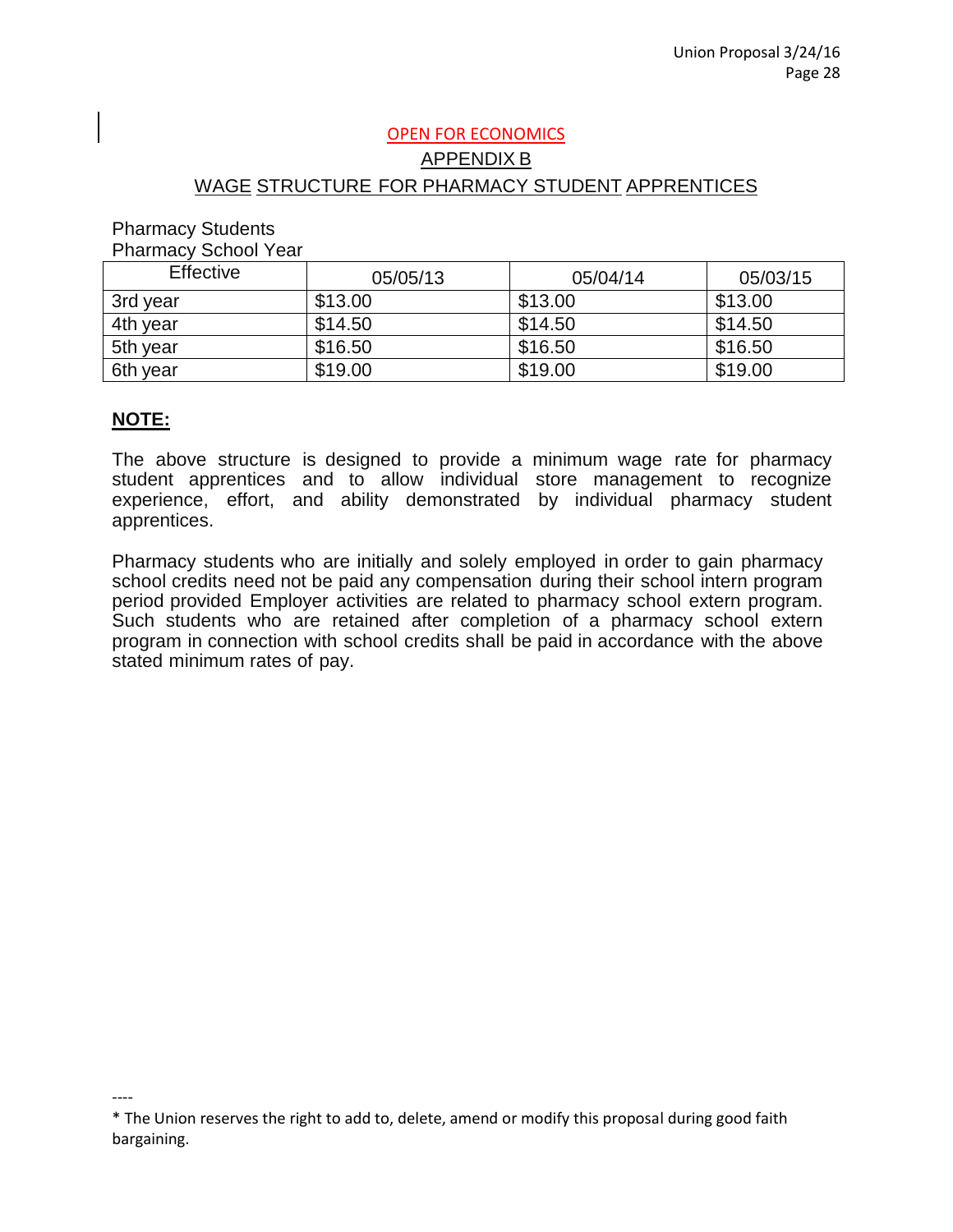OPEN FOR ECONOMICS

## APPENDIX B

## WAGE STRUCTURE FOR PHARMACY STUDENT APPRENTICES

Pharmacy Students
Pharmacy School Year

| Effective | 05/05/13 | 05/04/14 | 05/03/15 |
|---|---|---|---|
| 3rd year | $13.00 | $13.00 | $13.00 |
| 4th year | $14.50 | $14.50 | $14.50 |
| 5th year | $16.50 | $16.50 | $16.50 |
| 6th year | $19.00 | $19.00 | $19.00 |

**NOTE:**

The above structure is designed to provide a minimum wage rate for pharmacy student apprentices and to allow individual store management to recognize experience, effort, and ability demonstrated by individual pharmacy student apprentices.

Pharmacy students who are initially and solely employed in order to gain pharmacy school credits need not be paid any compensation during their school intern program period provided Employer activities are related to pharmacy school extern program. Such students who are retained after completion of a pharmacy school extern program in connection with school credits shall be paid in accordance with the above stated minimum rates of pay.

----

* The Union reserves the right to add to, delete, amend or modify this proposal during good faith bargaining.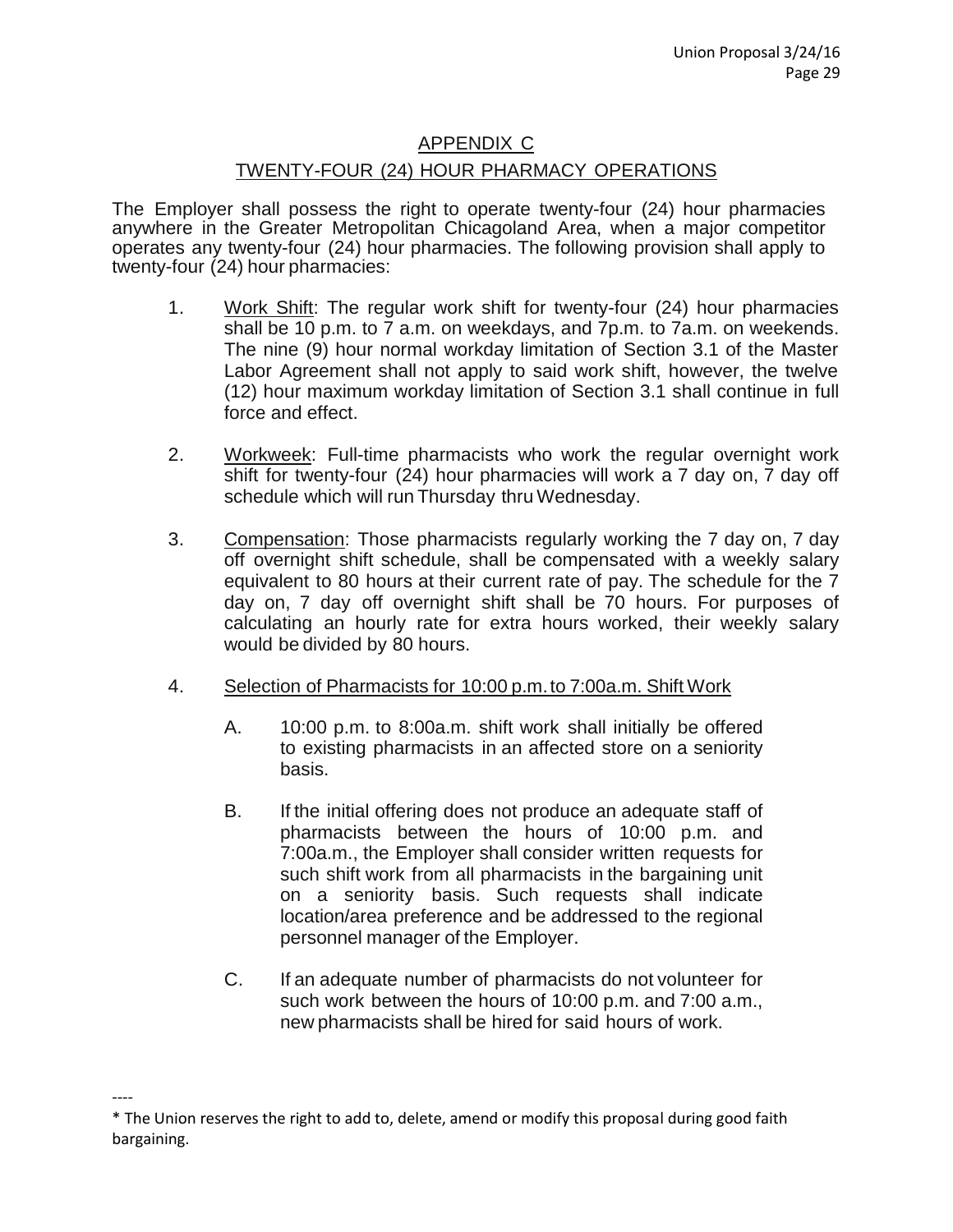## APPENDIX C

### TWENTY-FOUR (24) HOUR PHARMACY OPERATIONS

The Employer shall possess the right to operate twenty-four (24) hour pharmacies anywhere in the Greater Metropolitan Chicagoland Area, when a major competitor operates any twenty-four (24) hour pharmacies. The following provision shall apply to twenty-four (24) hour pharmacies:

1. Work Shift: The regular work shift for twenty-four (24) hour pharmacies shall be 10 p.m. to 7 a.m. on weekdays, and 7p.m. to 7a.m. on weekends. The nine (9) hour normal workday limitation of Section 3.1 of the Master Labor Agreement shall not apply to said work shift, however, the twelve (12) hour maximum workday limitation of Section 3.1 shall continue in full force and effect.

2. Workweek: Full-time pharmacists who work the regular overnight work shift for twenty-four (24) hour pharmacies will work a 7 day on, 7 day off schedule which will run Thursday thru Wednesday.

3. Compensation: Those pharmacists regularly working the 7 day on, 7 day off overnight shift schedule, shall be compensated with a weekly salary equivalent to 80 hours at their current rate of pay. The schedule for the 7 day on, 7 day off overnight shift shall be 70 hours. For purposes of calculating an hourly rate for extra hours worked, their weekly salary would be divided by 80 hours.

4. Selection of Pharmacists for 10:00 p.m. to 7:00a.m. Shift Work

   A. 10:00 p.m. to 8:00a.m. shift work shall initially be offered to existing pharmacists in an affected store on a seniority basis.

   B. If the initial offering does not produce an adequate staff of pharmacists between the hours of 10:00 p.m. and 7:00a.m., the Employer shall consider written requests for such shift work from all pharmacists in the bargaining unit on a seniority basis. Such requests shall indicate location/area preference and be addressed to the regional personnel manager of the Employer.

   C. If an adequate number of pharmacists do not volunteer for such work between the hours of 10:00 p.m. and 7:00 a.m., new pharmacists shall be hired for said hours of work.

----

* The Union reserves the right to add to, delete, amend or modify this proposal during good faith bargaining.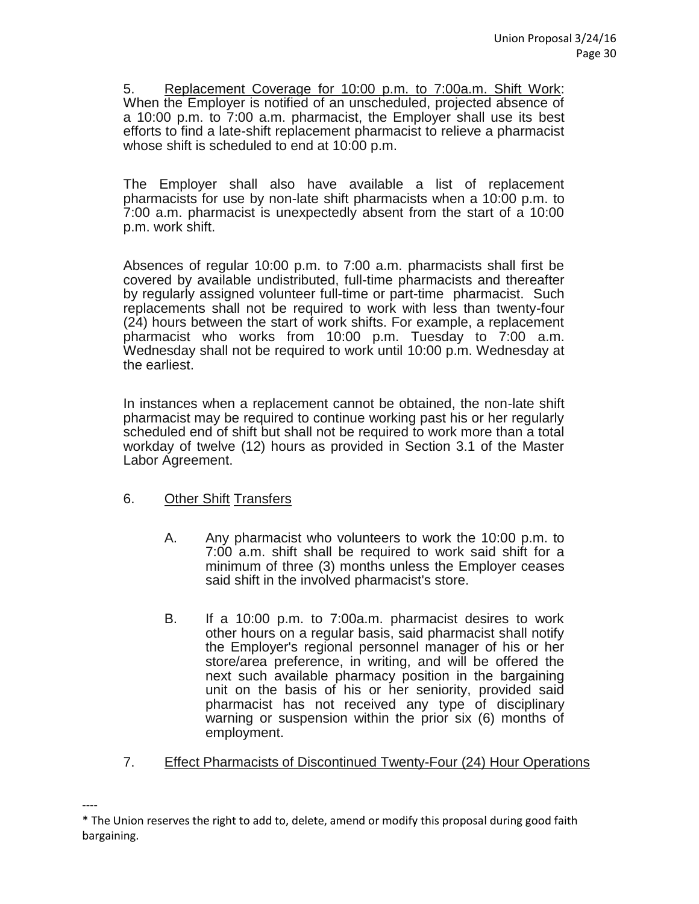5. <u>Replacement Coverage for 10:00 p.m. to 7:00a.m. Shift Work</u>: When the Employer is notified of an unscheduled, projected absence of a 10:00 p.m. to 7:00 a.m. pharmacist, the Employer shall use its best efforts to find a late-shift replacement pharmacist to relieve a pharmacist whose shift is scheduled to end at 10:00 p.m.

The Employer shall also have available a list of replacement pharmacists for use by non-late shift pharmacists when a 10:00 p.m. to 7:00 a.m. pharmacist is unexpectedly absent from the start of a 10:00 p.m. work shift.

Absences of regular 10:00 p.m. to 7:00 a.m. pharmacists shall first be covered by available undistributed, full-time pharmacists and thereafter by regularly assigned volunteer full-time or part-time pharmacist. Such replacements shall not be required to work with less than twenty-four (24) hours between the start of work shifts. For example, a replacement pharmacist who works from 10:00 p.m. Tuesday to 7:00 a.m. Wednesday shall not be required to work until 10:00 p.m. Wednesday at the earliest.

In instances when a replacement cannot be obtained, the non-late shift pharmacist may be required to continue working past his or her regularly scheduled end of shift but shall not be required to work more than a total workday of twelve (12) hours as provided in Section 3.1 of the Master Labor Agreement.

6. <u>Other Shift Transfers</u>

   A. Any pharmacist who volunteers to work the 10:00 p.m. to 7:00 a.m. shift shall be required to work said shift for a minimum of three (3) months unless the Employer ceases said shift in the involved pharmacist's store.

   B. If a 10:00 p.m. to 7:00a.m. pharmacist desires to work other hours on a regular basis, said pharmacist shall notify the Employer's regional personnel manager of his or her store/area preference, in writing, and will be offered the next such available pharmacy position in the bargaining unit on the basis of his or her seniority, provided said pharmacist has not received any type of disciplinary warning or suspension within the prior six (6) months of employment.

7. <u>Effect Pharmacists of Discontinued Twenty-Four (24) Hour Operations</u>

----

* The Union reserves the right to add to, delete, amend or modify this proposal during good faith bargaining.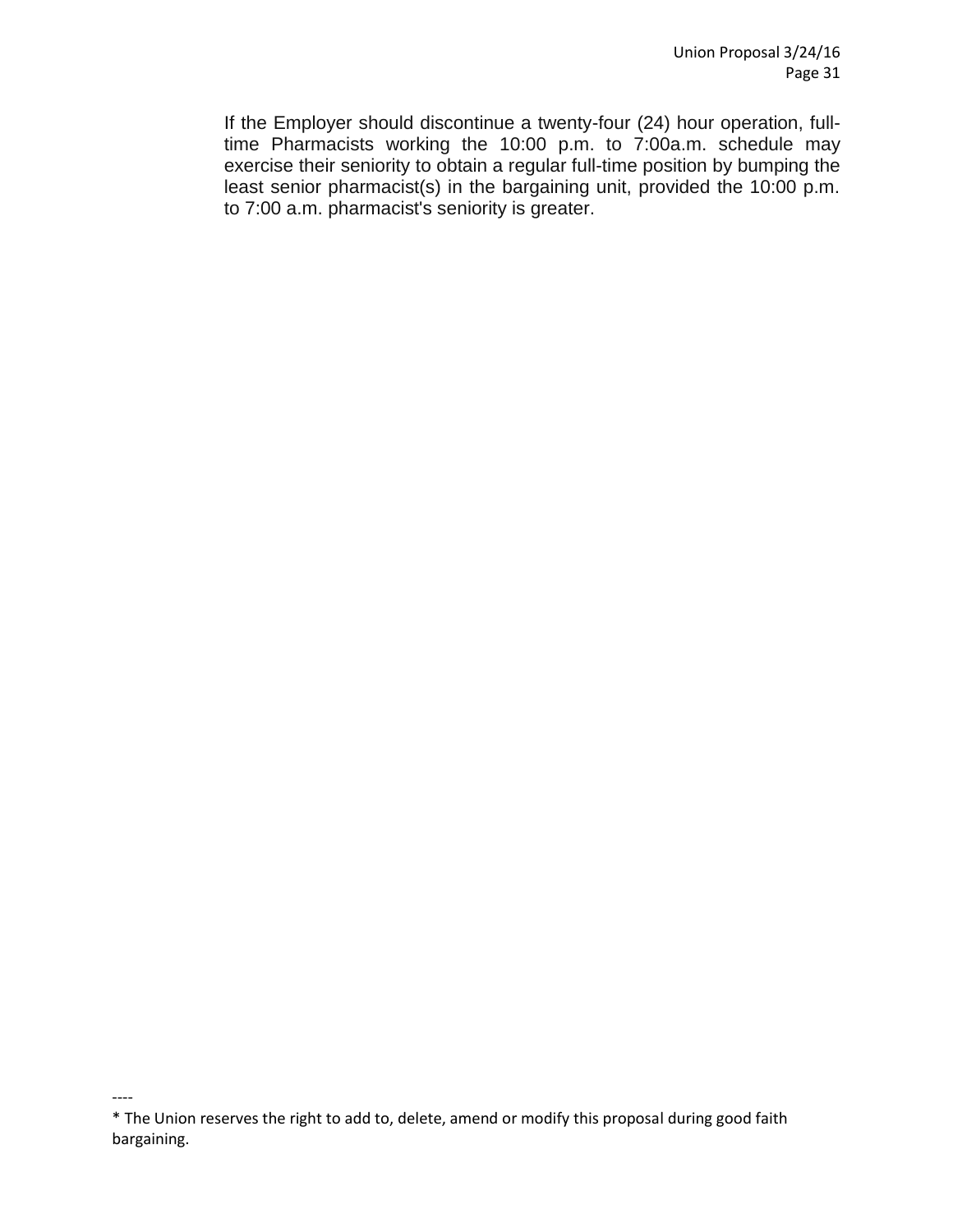If the Employer should discontinue a twenty-four (24) hour operation, full-time Pharmacists working the 10:00 p.m. to 7:00a.m. schedule may exercise their seniority to obtain a regular full-time position by bumping the least senior pharmacist(s) in the bargaining unit, provided the 10:00 p.m. to 7:00 a.m. pharmacist's seniority is greater.

----

* The Union reserves the right to add to, delete, amend or modify this proposal during good faith bargaining.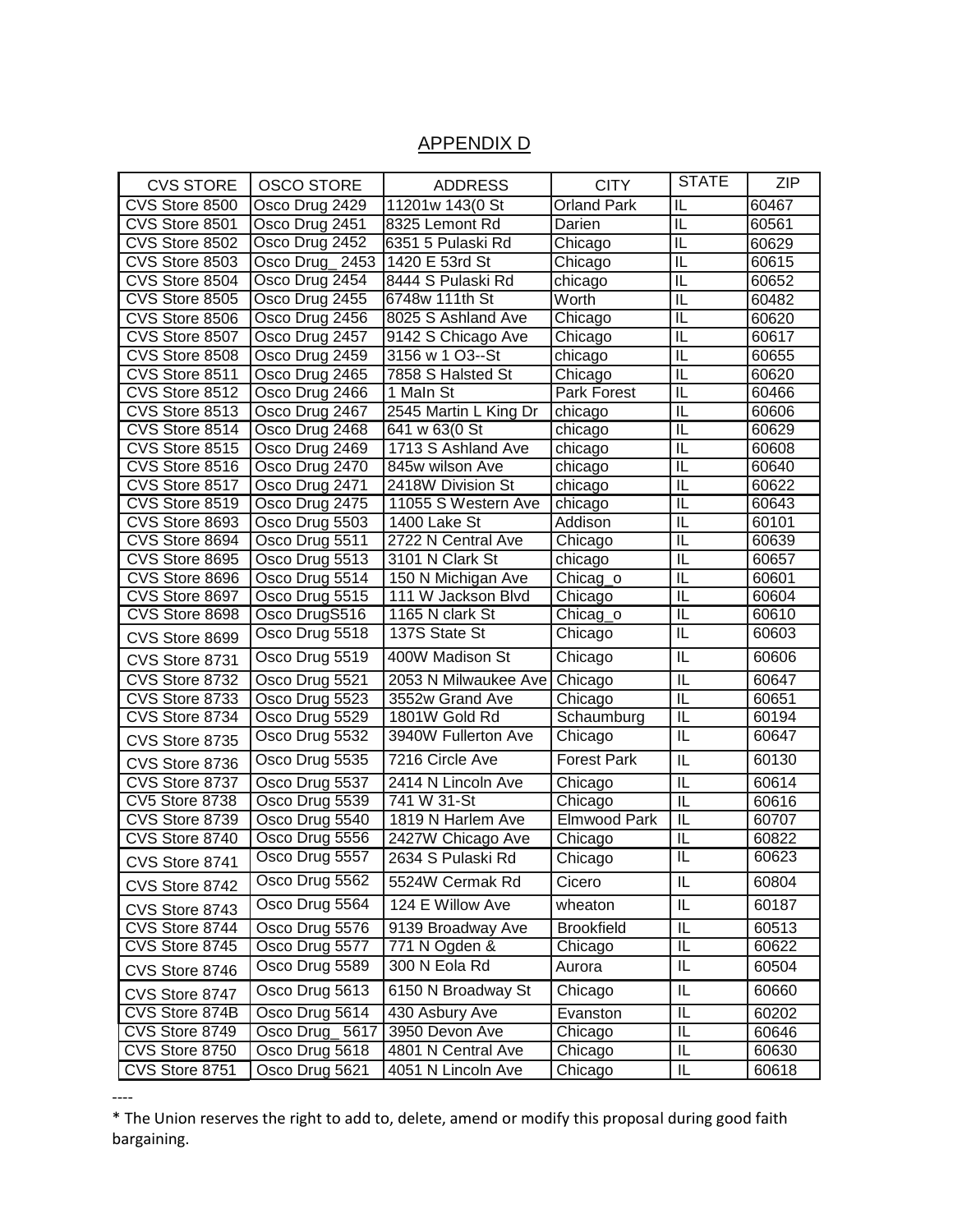## APPENDIX D

| CVS STORE | OSCO STORE | ADDRESS | CITY | STATE | ZIP |
|---|---|---|---|---|---|
| CVS Store 8500 | Osco Drug 2429 | 11201w 143(0 St | Orland Park | IL | 60467 |
| CVS Store 8501 | Osco Drug 2451 | 8325 Lemont Rd | Darien | IL | 60561 |
| CVS Store 8502 | Osco Drug 2452 | 6351 5 Pulaski Rd | Chicago | IL | 60629 |
| CVS Store 8503 | Osco Drug_ 2453 | 1420 E 53rd St | Chicago | IL | 60615 |
| CVS Store 8504 | Osco Drug 2454 | 8444 S Pulaski Rd | chicago | IL | 60652 |
| CVS Store 8505 | Osco Drug 2455 | 6748w 111th St | Worth | IL | 60482 |
| CVS Store 8506 | Osco Drug 2456 | 8025 S Ashland Ave | Chicago | IL | 60620 |
| CVS Store 8507 | Osco Drug 2457 | 9142 S Chicago Ave | Chicago | IL | 60617 |
| CVS Store 8508 | Osco Drug 2459 | 3156 w 1 O3--St | chicago | IL | 60655 |
| CVS Store 8511 | Osco Drug 2465 | 7858 S Halsted St | Chicago | IL | 60620 |
| CVS Store 8512 | Osco Drug 2466 | 1 MaIn St | Park Forest | IL | 60466 |
| CVS Store 8513 | Osco Drug 2467 | 2545 Martin L King Dr | chicago | IL | 60606 |
| CVS Store 8514 | Osco Drug 2468 | 641 w 63(0 St | chicago | IL | 60629 |
| CVS Store 8515 | Osco Drug 2469 | 1713 S Ashland Ave | chicago | IL | 60608 |
| CVS Store 8516 | Osco Drug 2470 | 845w wilson Ave | chicago | IL | 60640 |
| CVS Store 8517 | Osco Drug 2471 | 2418W Division St | chicago | IL | 60622 |
| CVS Store 8519 | Osco Drug 2475 | 11055 S Western Ave | chicago | IL | 60643 |
| CVS Store 8693 | Osco Drug 5503 | 1400 Lake St | Addison | IL | 60101 |
| CVS Store 8694 | Osco Drug 5511 | 2722 N Central Ave | Chicago | IL | 60639 |
| CVS Store 8695 | Osco Drug 5513 | 3101 N Clark St | chicago | IL | 60657 |
| CVS Store 8696 | Osco Drug 5514 | 150 N Michigan Ave | Chicag_o | IL | 60601 |
| CVS Store 8697 | Osco Drug 5515 | 111 W Jackson Blvd | Chicago | IL | 60604 |
| CVS Store 8698 | Osco DrugS516 | 1165 N clark St | Chicag_o | IL | 60610 |
| CVS Store 8699 | Osco Drug 5518 | 137S State St | Chicago | IL | 60603 |
| CVS Store 8731 | Osco Drug 5519 | 400W Madison St | Chicago | IL | 60606 |
| CVS Store 8732 | Osco Drug 5521 | 2053 N Milwaukee Ave | Chicago | IL | 60647 |
| CVS Store 8733 | Osco Drug 5523 | 3552w Grand Ave | Chicago | IL | 60651 |
| CVS Store 8734 | Osco Drug 5529 | 1801W Gold Rd | Schaumburg | IL | 60194 |
| CVS Store 8735 | Osco Drug 5532 | 3940W Fullerton Ave | Chicago | IL | 60647 |
| CVS Store 8736 | Osco Drug 5535 | 7216 Circle Ave | Forest Park | IL | 60130 |
| CVS Store 8737 | Osco Drug 5537 | 2414 N Lincoln Ave | Chicago | IL | 60614 |
| CV5 Store 8738 | Osco Drug 5539 | 741 W 31-St | Chicago | IL | 60616 |
| CVS Store 8739 | Osco Drug 5540 | 1819 N Harlem Ave | Elmwood Park | IL | 60707 |
| CVS Store 8740 | Osco Drug 5556 | 2427W Chicago Ave | Chicago | IL | 60822 |
| CVS Store 8741 | Osco Drug 5557 | 2634 S Pulaski Rd | Chicago | IL | 60623 |
| CVS Store 8742 | Osco Drug 5562 | 5524W Cermak Rd | Cicero | IL | 60804 |
| CVS Store 8743 | Osco Drug 5564 | 124 E Willow Ave | wheaton | IL | 60187 |
| CVS Store 8744 | Osco Drug 5576 | 9139 Broadway Ave | Brookfield | IL | 60513 |
| CVS Store 8745 | Osco Drug 5577 | 771 N Ogden & | Chicago | IL | 60622 |
| CVS Store 8746 | Osco Drug 5589 | 300 N Eola Rd | Aurora | IL | 60504 |
| CVS Store 8747 | Osco Drug 5613 | 6150 N Broadway St | Chicago | IL | 60660 |
| CVS Store 874B | Osco Drug 5614 | 430 Asbury Ave | Evanston | IL | 60202 |
| CVS Store 8749 | Osco Drug_ 5617 | 3950 Devon Ave | Chicago | IL | 60646 |
| CVS Store 8750 | Osco Drug 5618 | 4801 N Central Ave | Chicago | IL | 60630 |
| CVS Store 8751 | Osco Drug 5621 | 4051 N Lincoln Ave | Chicago | IL | 60618 |

----

* The Union reserves the right to add to, delete, amend or modify this proposal during good faith bargaining.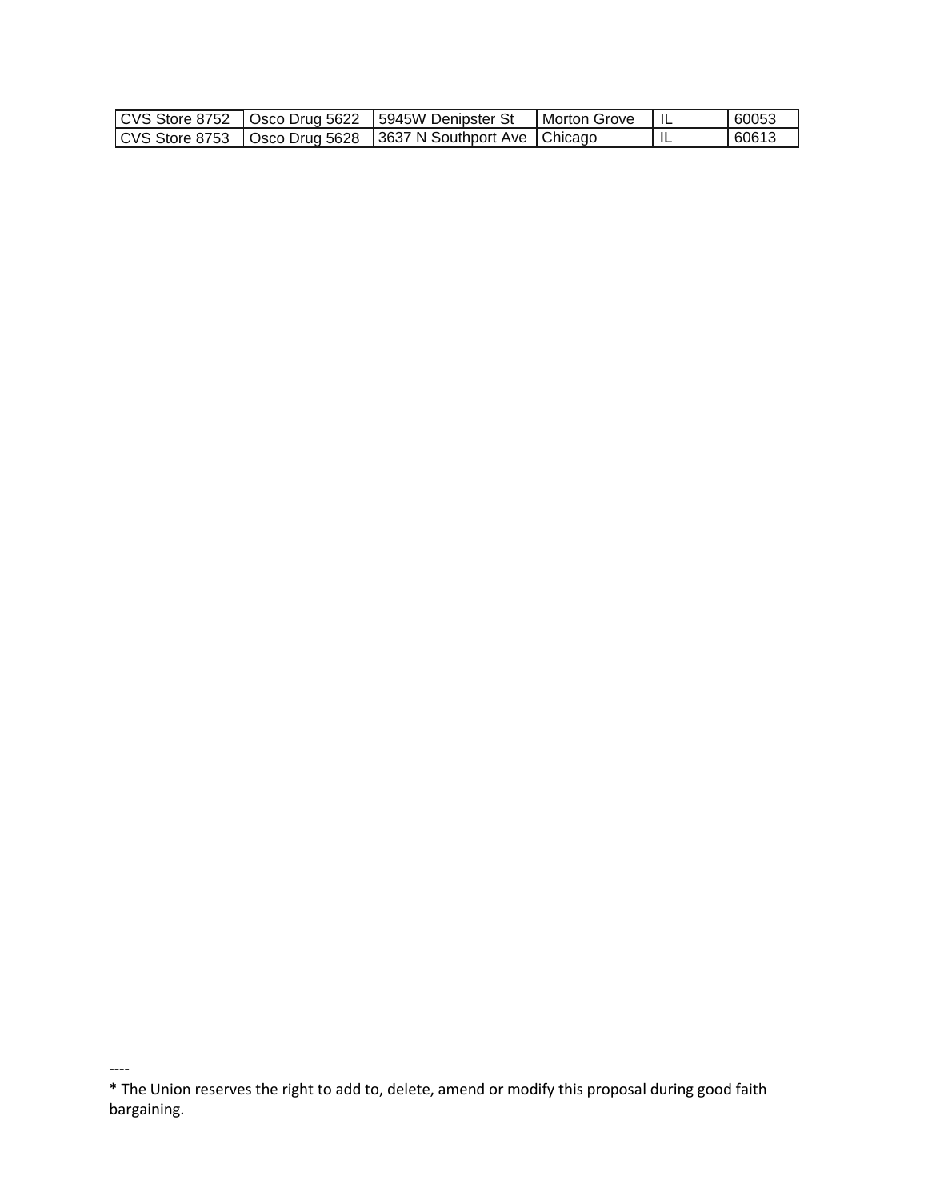| CVS Store 8752 | Osco Drug 5622 | 5945W Denipster St | Morton Grove | IL | 60053 |
|---|---|---|---|---|---|
| CVS Store 8753 | Osco Drug 5628 | 3637 N Southport Ave | Chicago | IL | 60613 |

----

* The Union reserves the right to add to, delete, amend or modify this proposal during good faith bargaining.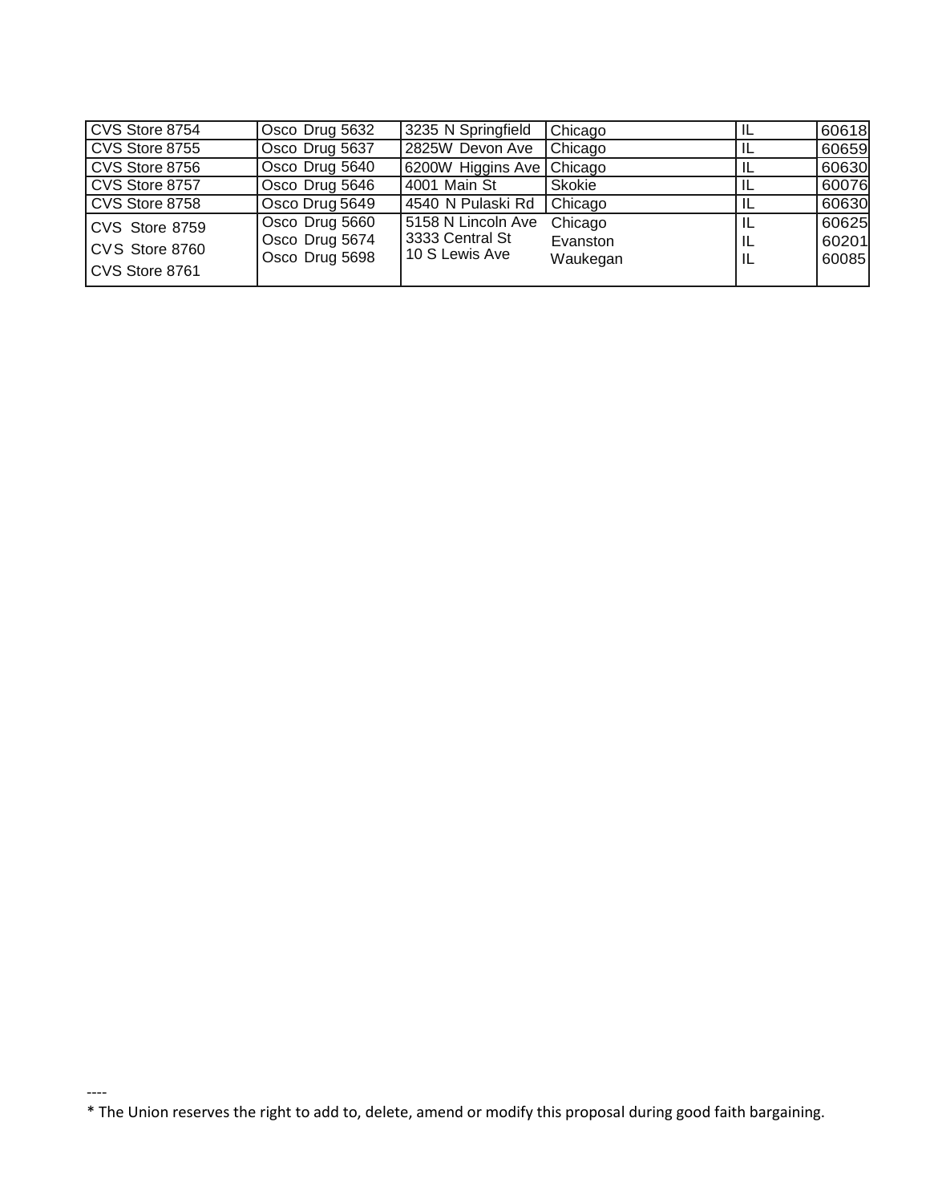| | | | | | |
|---|---|---|---|---|---|
| CVS Store 8754 | Osco Drug 5632 | 3235 N Springfield | Chicago | IL | 60618 |
| CVS Store 8755 | Osco Drug 5637 | 2825W Devon Ave | Chicago | IL | 60659 |
| CVS Store 8756 | Osco Drug 5640 | 6200W Higgins Ave | Chicago | IL | 60630 |
| CVS Store 8757 | Osco Drug 5646 | 4001 Main St | Skokie | IL | 60076 |
| CVS Store 8758 | Osco Drug 5649 | 4540 N Pulaski Rd | Chicago | IL | 60630 |
| CVS Store 8759 | Osco Drug 5660 | 5158 N Lincoln Ave | Chicago | IL | 60625 |
| CVS Store 8760 | Osco Drug 5674 | 3333 Central St | Evanston | IL | 60201 |
| CVS Store 8761 | Osco Drug 5698 | 10 S Lewis Ave | Waukegan | IL | 60085 |

----

* The Union reserves the right to add to, delete, amend or modify this proposal during good faith bargaining.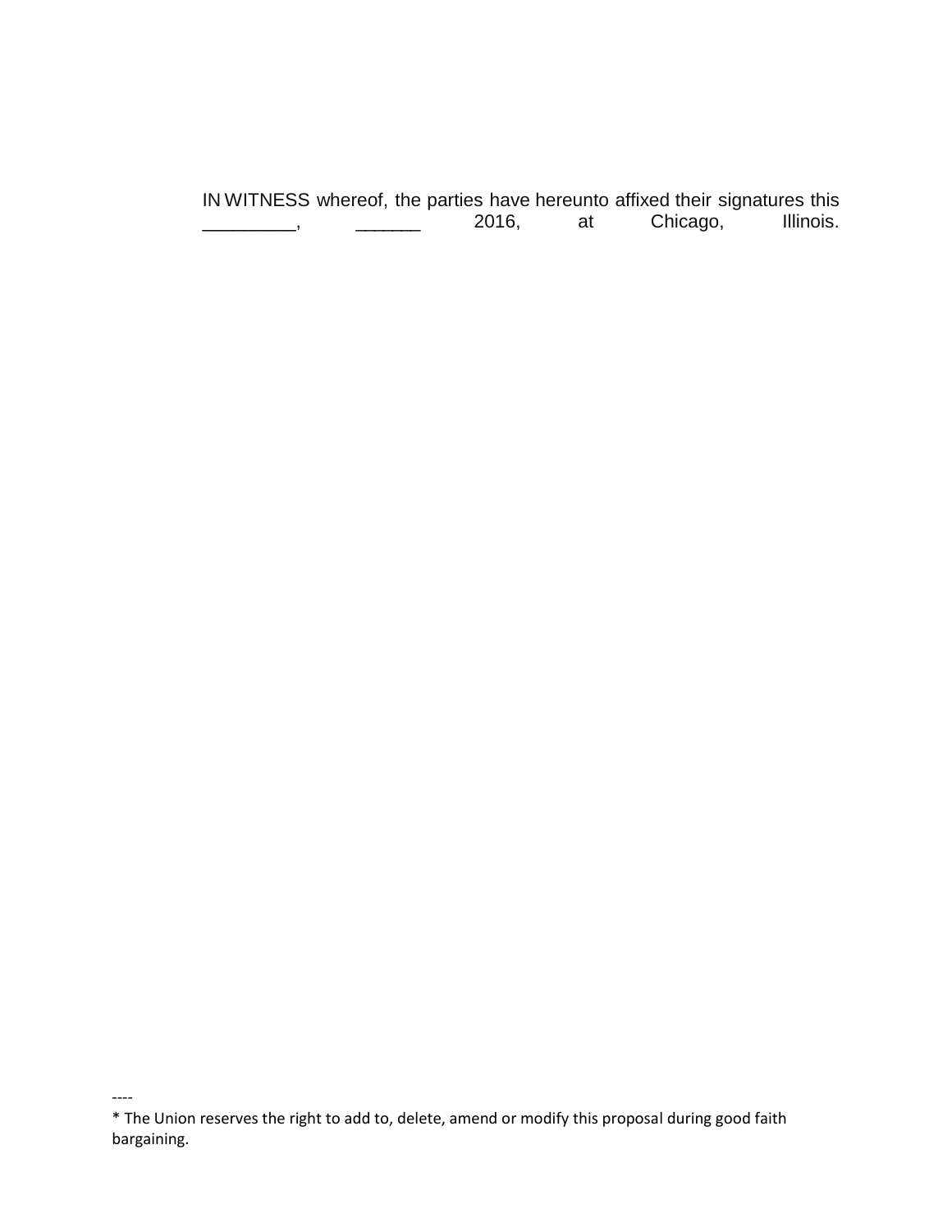IN WITNESS whereof, the parties have hereunto affixed their signatures this _________, ______ 2016, at Chicago, Illinois.

----

* The Union reserves the right to add to, delete, amend or modify this proposal during good faith bargaining.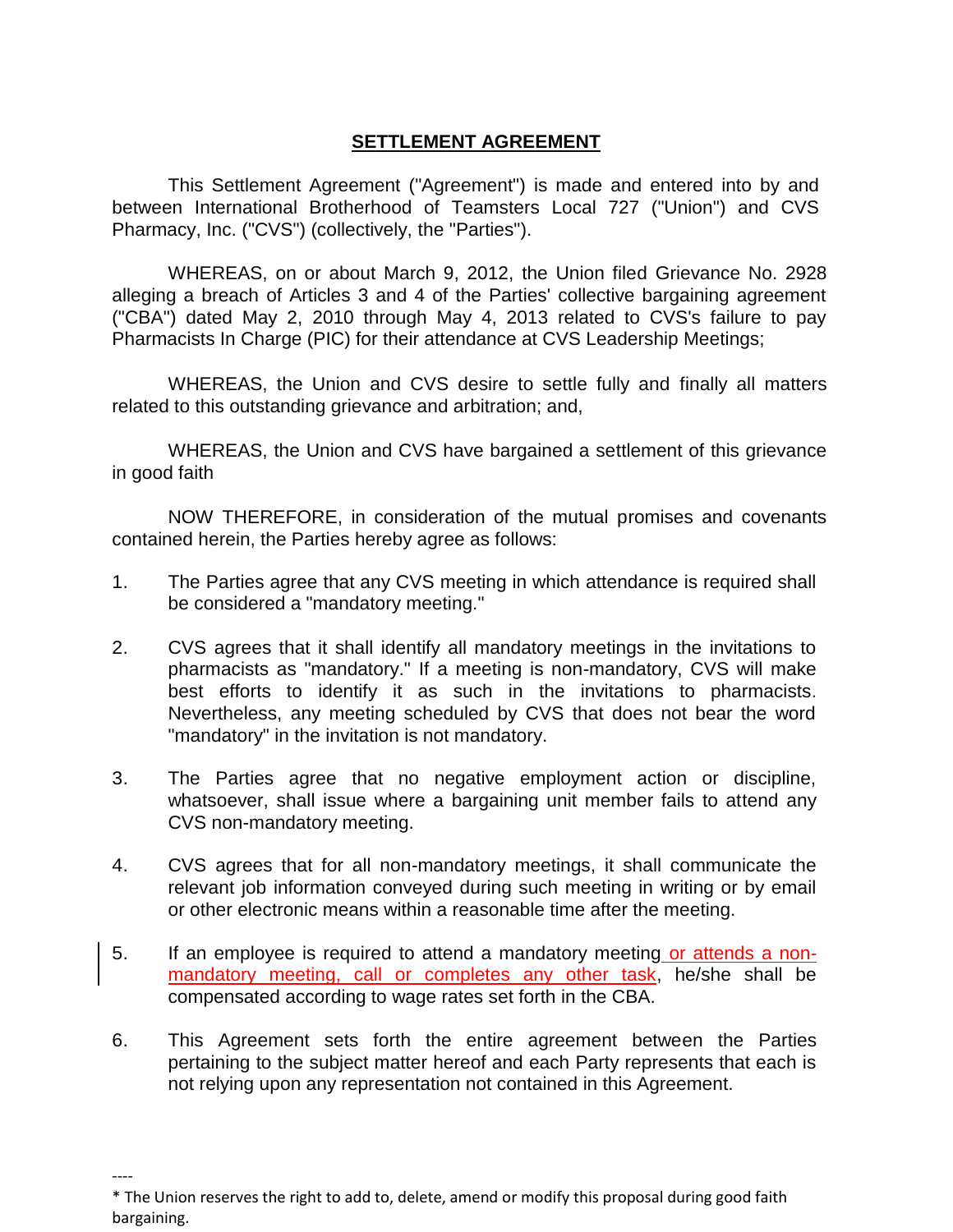## SETTLEMENT AGREEMENT

This Settlement Agreement ("Agreement") is made and entered into by and between International Brotherhood of Teamsters Local 727 ("Union") and CVS Pharmacy, Inc. ("CVS") (collectively, the "Parties").

WHEREAS, on or about March 9, 2012, the Union filed Grievance No. 2928 alleging a breach of Articles 3 and 4 of the Parties' collective bargaining agreement ("CBA") dated May 2, 2010 through May 4, 2013 related to CVS's failure to pay Pharmacists In Charge (PIC) for their attendance at CVS Leadership Meetings;

WHEREAS, the Union and CVS desire to settle fully and finally all matters related to this outstanding grievance and arbitration; and,

WHEREAS, the Union and CVS have bargained a settlement of this grievance in good faith

NOW THEREFORE, in consideration of the mutual promises and covenants contained herein, the Parties hereby agree as follows:

1. The Parties agree that any CVS meeting in which attendance is required shall be considered a "mandatory meeting."

2. CVS agrees that it shall identify all mandatory meetings in the invitations to pharmacists as "mandatory." If a meeting is non-mandatory, CVS will make best efforts to identify it as such in the invitations to pharmacists. Nevertheless, any meeting scheduled by CVS that does not bear the word "mandatory" in the invitation is not mandatory.

3. The Parties agree that no negative employment action or discipline, whatsoever, shall issue where a bargaining unit member fails to attend any CVS non-mandatory meeting.

4. CVS agrees that for all non-mandatory meetings, it shall communicate the relevant job information conveyed during such meeting in writing or by email or other electronic means within a reasonable time after the meeting.

5. If an employee is required to attend a mandatory meeting or attends a non-mandatory meeting, call or completes any other task, he/she shall be compensated according to wage rates set forth in the CBA.

6. This Agreement sets forth the entire agreement between the Parties pertaining to the subject matter hereof and each Party represents that each is not relying upon any representation not contained in this Agreement.

----

* The Union reserves the right to add to, delete, amend or modify this proposal during good faith bargaining.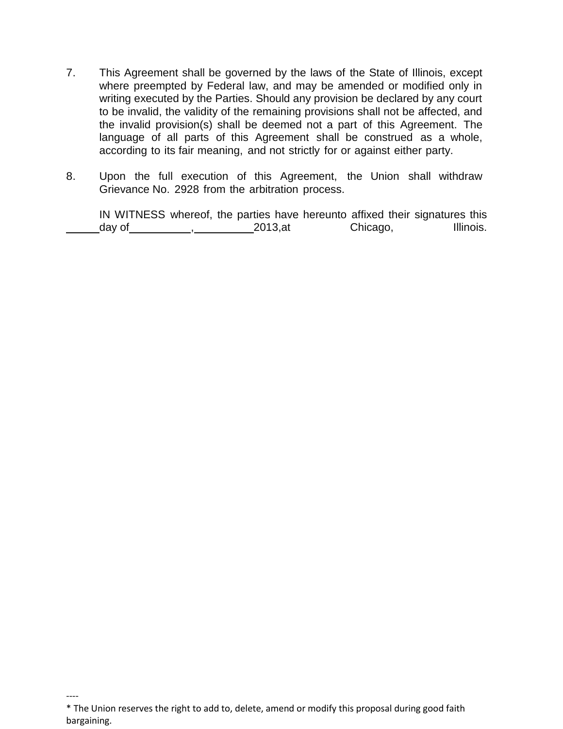7. This Agreement shall be governed by the laws of the State of Illinois, except where preempted by Federal law, and may be amended or modified only in writing executed by the Parties. Should any provision be declared by any court to be invalid, the validity of the remaining provisions shall not be affected, and the invalid provision(s) shall be deemed not a part of this Agreement. The language of all parts of this Agreement shall be construed as a whole, according to its fair meaning, and not strictly for or against either party.

8. Upon the full execution of this Agreement, the Union shall withdraw Grievance No. 2928 from the arbitration process.

IN WITNESS whereof, the parties have hereunto affixed their signatures this \_\_\_\_\_day of\_\_\_\_\_\_\_\_\_\_, \_\_\_\_\_\_\_\_\_\_2013,at Chicago, Illinois.

----

* The Union reserves the right to add to, delete, amend or modify this proposal during good faith bargaining.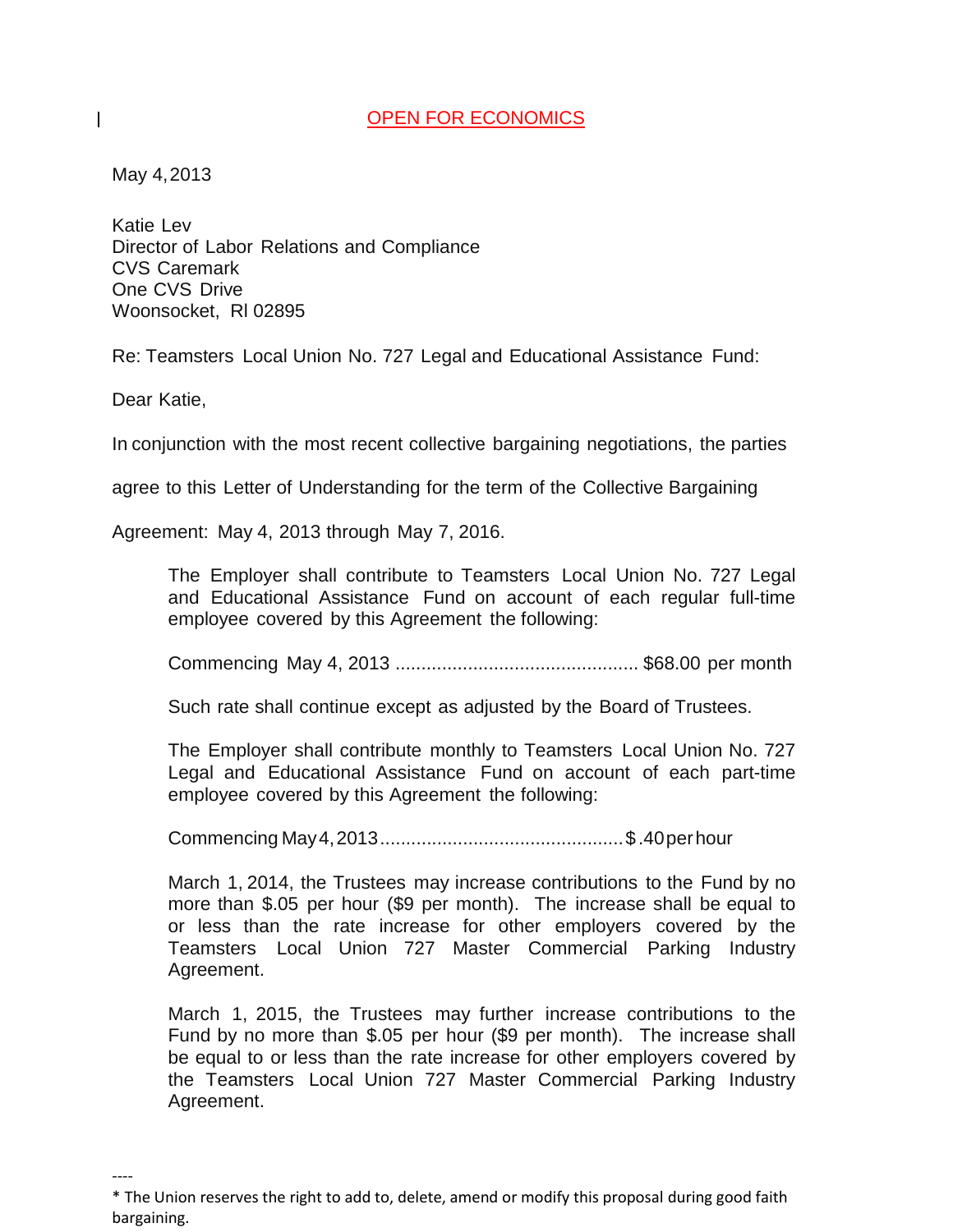OPEN FOR ECONOMICS

May 4, 2013

Katie Lev
Director of Labor Relations and Compliance
CVS Caremark
One CVS Drive
Woonsocket, RI 02895

Re: Teamsters Local Union No. 727 Legal and Educational Assistance Fund:

Dear Katie,

In conjunction with the most recent collective bargaining negotiations, the parties agree to this Letter of Understanding for the term of the Collective Bargaining Agreement: May 4, 2013 through May 7, 2016.

> The Employer shall contribute to Teamsters Local Union No. 727 Legal and Educational Assistance Fund on account of each regular full-time employee covered by this Agreement the following:
>
> Commencing May 4, 2013 .............................................. $68.00 per month
>
> Such rate shall continue except as adjusted by the Board of Trustees.
>
> The Employer shall contribute monthly to Teamsters Local Union No. 727 Legal and Educational Assistance Fund on account of each part-time employee covered by this Agreement the following:
>
> Commencing May 4, 2013 .............................................. $.40 per hour
>
> March 1, 2014, the Trustees may increase contributions to the Fund by no more than $.05 per hour ($9 per month). The increase shall be equal to or less than the rate increase for other employers covered by the Teamsters Local Union 727 Master Commercial Parking Industry Agreement.
>
> March 1, 2015, the Trustees may further increase contributions to the Fund by no more than $.05 per hour ($9 per month). The increase shall be equal to or less than the rate increase for other employers covered by the Teamsters Local Union 727 Master Commercial Parking Industry Agreement.

----

* The Union reserves the right to add to, delete, amend or modify this proposal during good faith bargaining.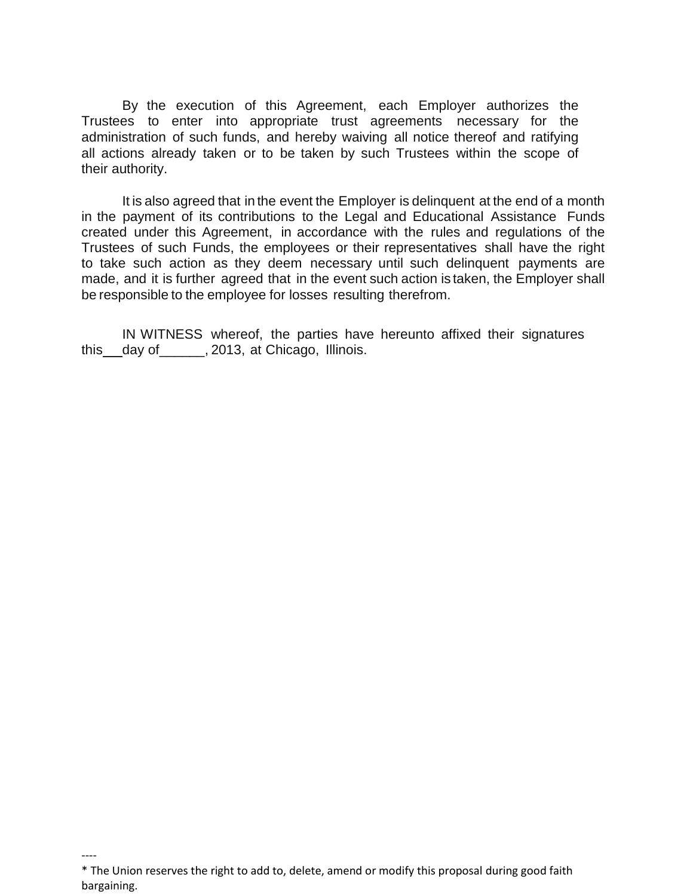By the execution of this Agreement, each Employer authorizes the Trustees to enter into appropriate trust agreements necessary for the administration of such funds, and hereby waiving all notice thereof and ratifying all actions already taken or to be taken by such Trustees within the scope of their authority.

It is also agreed that in the event the Employer is delinquent at the end of a month in the payment of its contributions to the Legal and Educational Assistance Funds created under this Agreement, in accordance with the rules and regulations of the Trustees of such Funds, the employees or their representatives shall have the right to take such action as they deem necessary until such delinquent payments are made, and it is further agreed that in the event such action is taken, the Employer shall be responsible to the employee for losses resulting therefrom.

IN WITNESS whereof, the parties have hereunto affixed their signatures this\_\_day of\_\_\_\_\_\_, 2013, at Chicago, Illinois.

----

* The Union reserves the right to add to, delete, amend or modify this proposal during good faith bargaining.